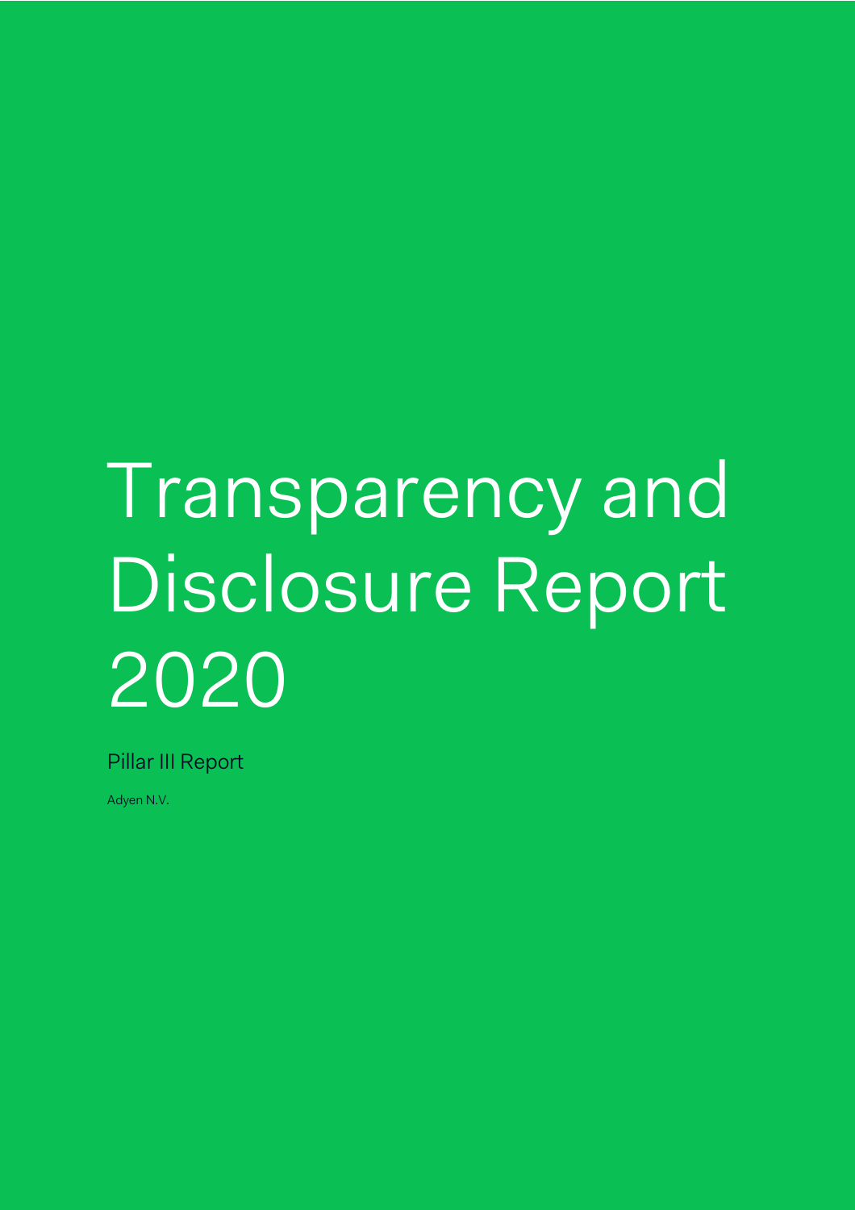# Transparency and Disclosure Report 2020

Pillar III Report

Adyen N.V.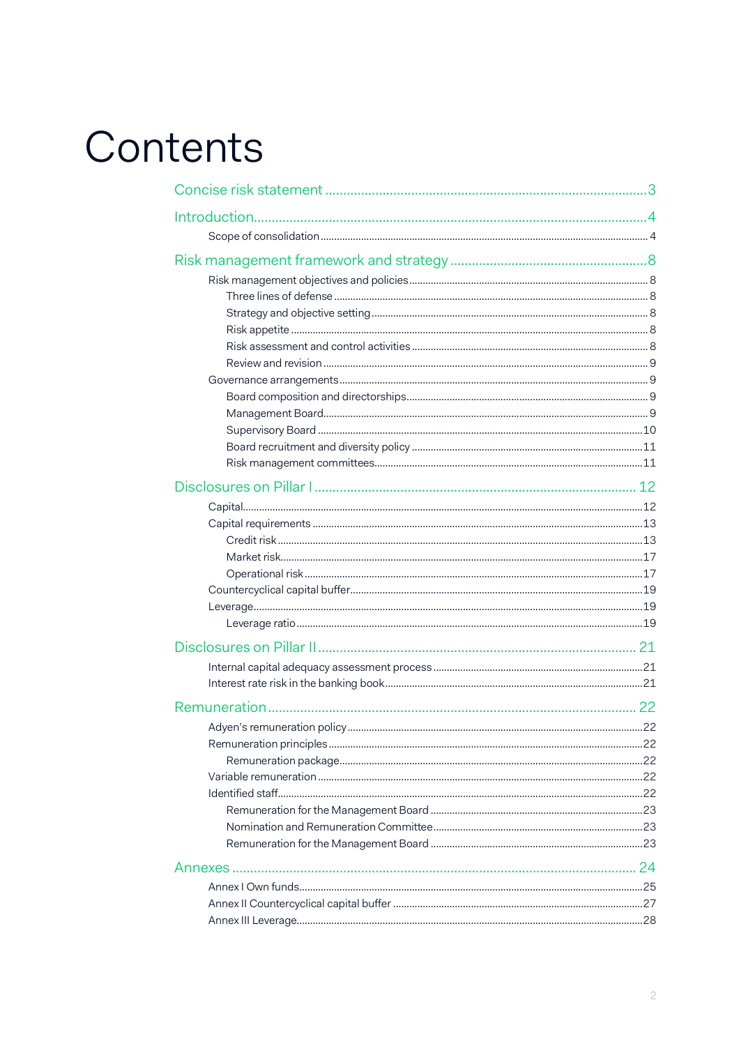# Contents

Concise risk statement ........ 3

Introduction ........ 4

- Scope of consolidation ........ 4

Risk management framework and strategy ........ 8

- Risk management objectives and policies ........ 8
  - Three lines of defense ........ 8
  - Strategy and objective setting ........ 8
  - Risk appetite ........ 8
  - Risk assessment and control activities ........ 8
  - Review and revision ........ 9
- Governance arrangements ........ 9
  - Board composition and directorships ........ 9
  - Management Board ........ 9
  - Supervisory Board ........ 10
  - Board recruitment and diversity policy ........ 11
  - Risk management committees ........ 11

Disclosures on Pillar I ........ 12

- Capital ........ 12
- Capital requirements ........ 13
  - Credit risk ........ 13
  - Market risk ........ 17
  - Operational risk ........ 17
- Countercyclical capital buffer ........ 19
- Leverage ........ 19
  - Leverage ratio ........ 19

Disclosures on Pillar II ........ 21

- Internal capital adequacy assessment process ........ 21
- Interest rate risk in the banking book ........ 21

Remuneration ........ 22

- Adyen's remuneration policy ........ 22
- Remuneration principles ........ 22
  - Remuneration package ........ 22
- Variable remuneration ........ 22
- Identified staff ........ 22
  - Remuneration for the Management Board ........ 23
  - Nomination and Remuneration Committee ........ 23
  - Remuneration for the Management Board ........ 23

Annexes ........ 24

- Annex I Own funds ........ 25
- Annex II Countercyclical capital buffer ........ 27
- Annex III Leverage ........ 28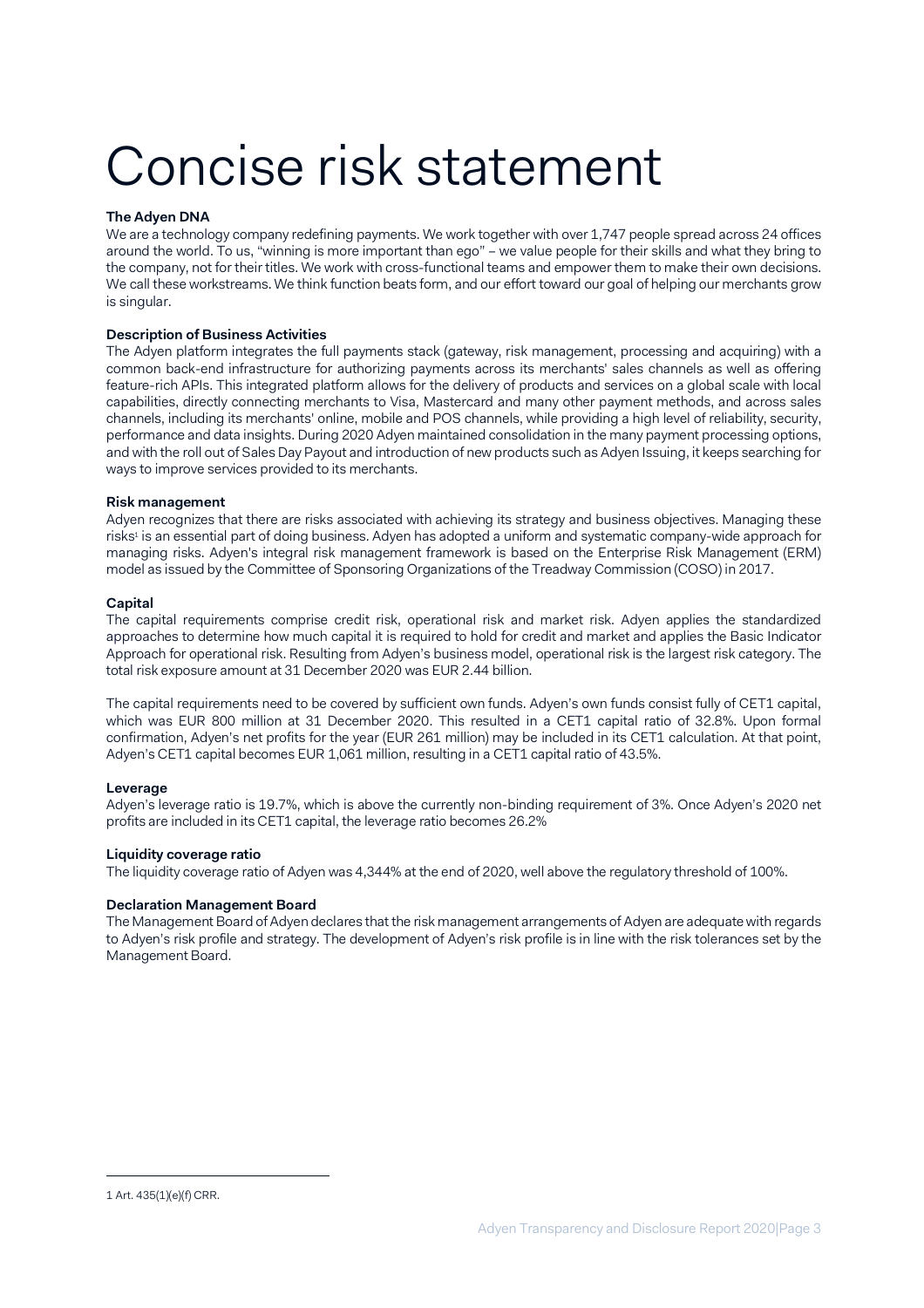# Concise risk statement

**The Adyen DNA**

We are a technology company redefining payments. We work together with over 1,747 people spread across 24 offices around the world. To us, "winning is more important than ego" – we value people for their skills and what they bring to the company, not for their titles. We work with cross-functional teams and empower them to make their own decisions. We call these workstreams. We think function beats form, and our effort toward our goal of helping our merchants grow is singular.

**Description of Business Activities**

The Adyen platform integrates the full payments stack (gateway, risk management, processing and acquiring) with a common back-end infrastructure for authorizing payments across its merchants' sales channels as well as offering feature-rich APIs. This integrated platform allows for the delivery of products and services on a global scale with local capabilities, directly connecting merchants to Visa, Mastercard and many other payment methods, and across sales channels, including its merchants' online, mobile and POS channels, while providing a high level of reliability, security, performance and data insights. During 2020 Adyen maintained consolidation in the many payment processing options, and with the roll out of Sales Day Payout and introduction of new products such as Adyen Issuing, it keeps searching for ways to improve services provided to its merchants.

**Risk management**

Adyen recognizes that there are risks associated with achieving its strategy and business objectives. Managing these risks[1] is an essential part of doing business. Adyen has adopted a uniform and systematic company-wide approach for managing risks. Adyen's integral risk management framework is based on the Enterprise Risk Management (ERM) model as issued by the Committee of Sponsoring Organizations of the Treadway Commission (COSO) in 2017.

**Capital**

The capital requirements comprise credit risk, operational risk and market risk. Adyen applies the standardized approaches to determine how much capital it is required to hold for credit and market and applies the Basic Indicator Approach for operational risk. Resulting from Adyen's business model, operational risk is the largest risk category. The total risk exposure amount at 31 December 2020 was EUR 2.44 billion.

The capital requirements need to be covered by sufficient own funds. Adyen's own funds consist fully of CET1 capital, which was EUR 800 million at 31 December 2020. This resulted in a CET1 capital ratio of 32.8%. Upon formal confirmation, Adyen's net profits for the year (EUR 261 million) may be included in its CET1 calculation. At that point, Adyen's CET1 capital becomes EUR 1,061 million, resulting in a CET1 capital ratio of 43.5%.

**Leverage**

Adyen's leverage ratio is 19.7%, which is above the currently non-binding requirement of 3%. Once Adyen's 2020 net profits are included in its CET1 capital, the leverage ratio becomes 26.2%

**Liquidity coverage ratio**

The liquidity coverage ratio of Adyen was 4,344% at the end of 2020, well above the regulatory threshold of 100%.

**Declaration Management Board**

The Management Board of Adyen declares that the risk management arrangements of Adyen are adequate with regards to Adyen's risk profile and strategy. The development of Adyen's risk profile is in line with the risk tolerances set by the Management Board.

---

1 Art. 435(1)(e)(f) CRR.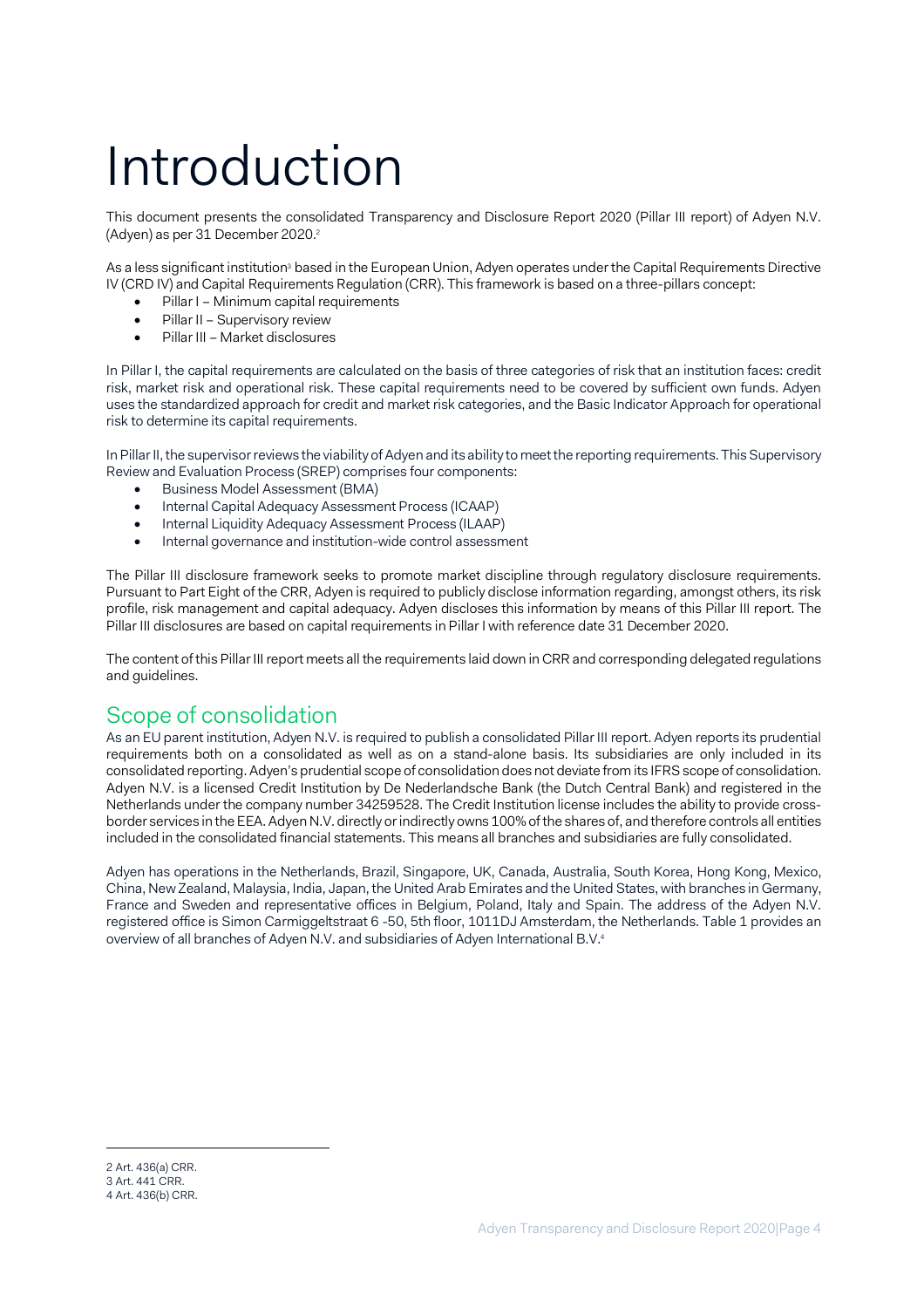# Introduction

This document presents the consolidated Transparency and Disclosure Report 2020 (Pillar III report) of Adyen N.V. (Adyen) as per 31 December 2020.[2]

As a less significant institution[3] based in the European Union, Adyen operates under the Capital Requirements Directive IV (CRD IV) and Capital Requirements Regulation (CRR). This framework is based on a three-pillars concept:

- Pillar I – Minimum capital requirements
- Pillar II – Supervisory review
- Pillar III – Market disclosures

In Pillar I, the capital requirements are calculated on the basis of three categories of risk that an institution faces: credit risk, market risk and operational risk. These capital requirements need to be covered by sufficient own funds. Adyen uses the standardized approach for credit and market risk categories, and the Basic Indicator Approach for operational risk to determine its capital requirements.

In Pillar II, the supervisor reviews the viability of Adyen and its ability to meet the reporting requirements. This Supervisory Review and Evaluation Process (SREP) comprises four components:

- Business Model Assessment (BMA)
- Internal Capital Adequacy Assessment Process (ICAAP)
- Internal Liquidity Adequacy Assessment Process (ILAAP)
- Internal governance and institution-wide control assessment

The Pillar III disclosure framework seeks to promote market discipline through regulatory disclosure requirements. Pursuant to Part Eight of the CRR, Adyen is required to publicly disclose information regarding, amongst others, its risk profile, risk management and capital adequacy. Adyen discloses this information by means of this Pillar III report. The Pillar III disclosures are based on capital requirements in Pillar I with reference date 31 December 2020.

The content of this Pillar III report meets all the requirements laid down in CRR and corresponding delegated regulations and guidelines.

## Scope of consolidation

As an EU parent institution, Adyen N.V. is required to publish a consolidated Pillar III report. Adyen reports its prudential requirements both on a consolidated as well as on a stand-alone basis. Its subsidiaries are only included in its consolidated reporting. Adyen's prudential scope of consolidation does not deviate from its IFRS scope of consolidation. Adyen N.V. is a licensed Credit Institution by De Nederlandsche Bank (the Dutch Central Bank) and registered in the Netherlands under the company number 34259528. The Credit Institution license includes the ability to provide cross-border services in the EEA. Adyen N.V. directly or indirectly owns 100% of the shares of, and therefore controls all entities included in the consolidated financial statements. This means all branches and subsidiaries are fully consolidated.

Adyen has operations in the Netherlands, Brazil, Singapore, UK, Canada, Australia, South Korea, Hong Kong, Mexico, China, New Zealand, Malaysia, India, Japan, the United Arab Emirates and the United States, with branches in Germany, France and Sweden and representative offices in Belgium, Poland, Italy and Spain. The address of the Adyen N.V. registered office is Simon Carmiggeltstraat 6 -50, 5th floor, 1011DJ Amsterdam, the Netherlands. Table 1 provides an overview of all branches of Adyen N.V. and subsidiaries of Adyen International B.V.[4]

---

2 Art. 436(a) CRR.
3 Art. 441 CRR.
4 Art. 436(b) CRR.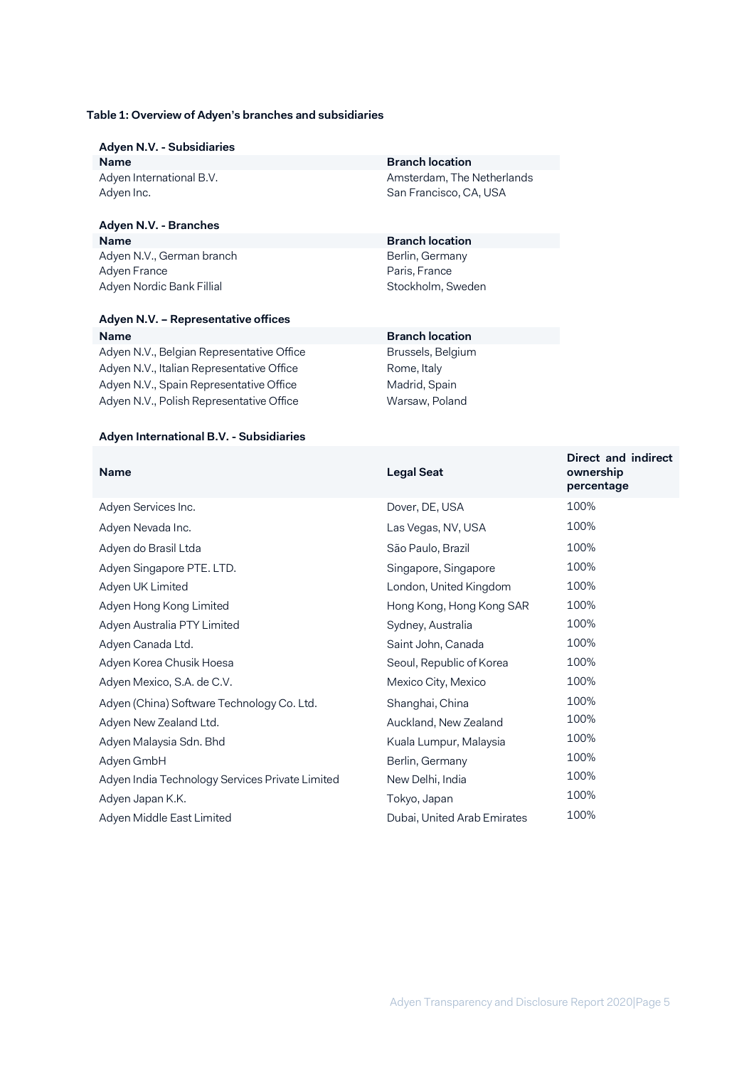**Table 1: Overview of Adyen's branches and subsidiaries**

**Adyen N.V. - Subsidiaries**

| Name | Branch location |
|---|---|
| Adyen International B.V. | Amsterdam, The Netherlands |
| Adyen Inc. | San Francisco, CA, USA |

**Adyen N.V. - Branches**

| Name | Branch location |
|---|---|
| Adyen N.V., German branch | Berlin, Germany |
| Adyen France | Paris, France |
| Adyen Nordic Bank Fillial | Stockholm, Sweden |

**Adyen N.V. – Representative offices**

| Name | Branch location |
|---|---|
| Adyen N.V., Belgian Representative Office | Brussels, Belgium |
| Adyen N.V., Italian Representative Office | Rome, Italy |
| Adyen N.V., Spain Representative Office | Madrid, Spain |
| Adyen N.V., Polish Representative Office | Warsaw, Poland |

**Adyen International B.V. - Subsidiaries**

| Name | Legal Seat | Direct and indirect ownership percentage |
|---|---|---|
| Adyen Services Inc. | Dover, DE, USA | 100% |
| Adyen Nevada Inc. | Las Vegas, NV, USA | 100% |
| Adyen do Brasil Ltda | São Paulo, Brazil | 100% |
| Adyen Singapore PTE. LTD. | Singapore, Singapore | 100% |
| Adyen UK Limited | London, United Kingdom | 100% |
| Adyen Hong Kong Limited | Hong Kong, Hong Kong SAR | 100% |
| Adyen Australia PTY Limited | Sydney, Australia | 100% |
| Adyen Canada Ltd. | Saint John, Canada | 100% |
| Adyen Korea Chusik Hoesa | Seoul, Republic of Korea | 100% |
| Adyen Mexico, S.A. de C.V. | Mexico City, Mexico | 100% |
| Adyen (China) Software Technology Co. Ltd. | Shanghai, China | 100% |
| Adyen New Zealand Ltd. | Auckland, New Zealand | 100% |
| Adyen Malaysia Sdn. Bhd | Kuala Lumpur, Malaysia | 100% |
| Adyen GmbH | Berlin, Germany | 100% |
| Adyen India Technology Services Private Limited | New Delhi, India | 100% |
| Adyen Japan K.K. | Tokyo, Japan | 100% |
| Adyen Middle East Limited | Dubai, United Arab Emirates | 100% |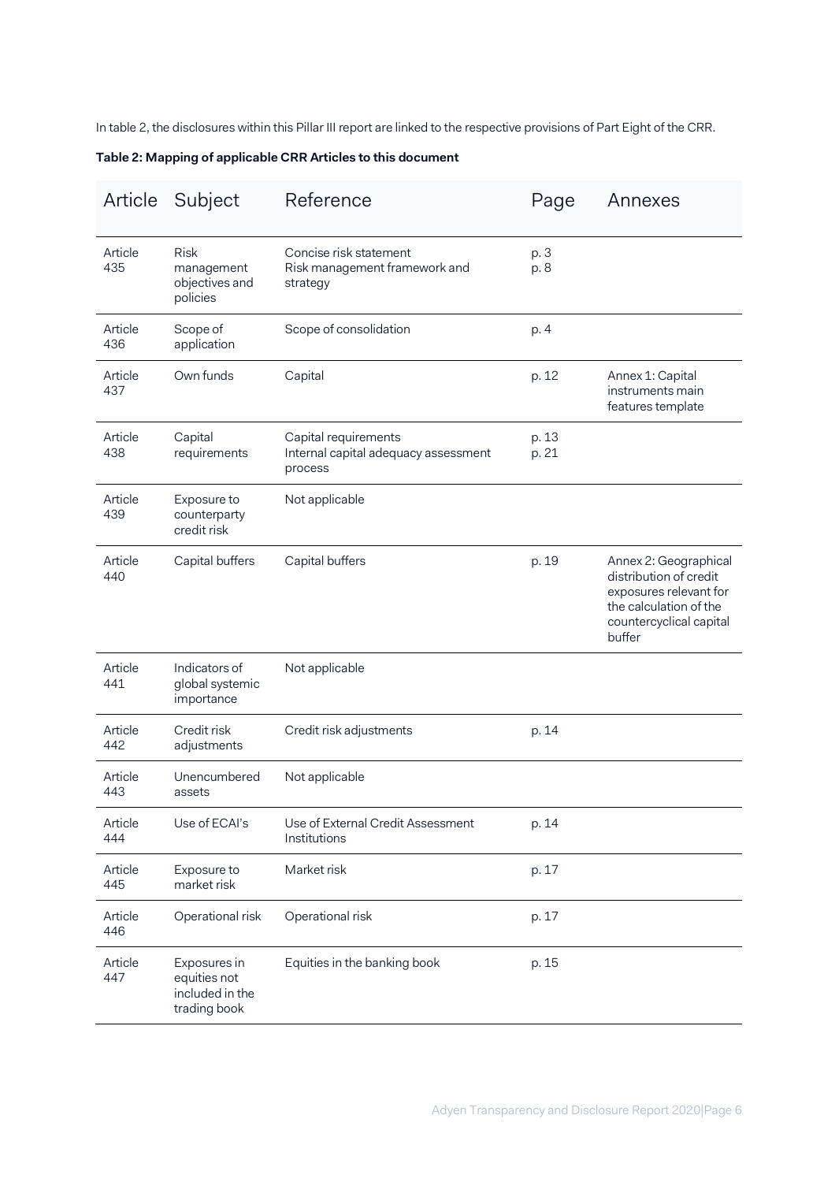In table 2, the disclosures within this Pillar III report are linked to the respective provisions of Part Eight of the CRR.

**Table 2: Mapping of applicable CRR Articles to this document**

| Article | Subject | Reference | Page | Annexes |
|---|---|---|---|---|
| Article 435 | Risk management objectives and policies | Concise risk statement<br>Risk management framework and strategy | p. 3<br>p. 8 | |
| Article 436 | Scope of application | Scope of consolidation | p. 4 | |
| Article 437 | Own funds | Capital | p. 12 | Annex 1: Capital instruments main features template |
| Article 438 | Capital requirements | Capital requirements<br>Internal capital adequacy assessment process | p. 13<br>p. 21 | |
| Article 439 | Exposure to counterparty credit risk | Not applicable | | |
| Article 440 | Capital buffers | Capital buffers | p. 19 | Annex 2: Geographical distribution of credit exposures relevant for the calculation of the countercyclical capital buffer |
| Article 441 | Indicators of global systemic importance | Not applicable | | |
| Article 442 | Credit risk adjustments | Credit risk adjustments | p. 14 | |
| Article 443 | Unencumbered assets | Not applicable | | |
| Article 444 | Use of ECAI's | Use of External Credit Assessment Institutions | p. 14 | |
| Article 445 | Exposure to market risk | Market risk | p. 17 | |
| Article 446 | Operational risk | Operational risk | p. 17 | |
| Article 447 | Exposures in equities not included in the trading book | Equities in the banking book | p. 15 | |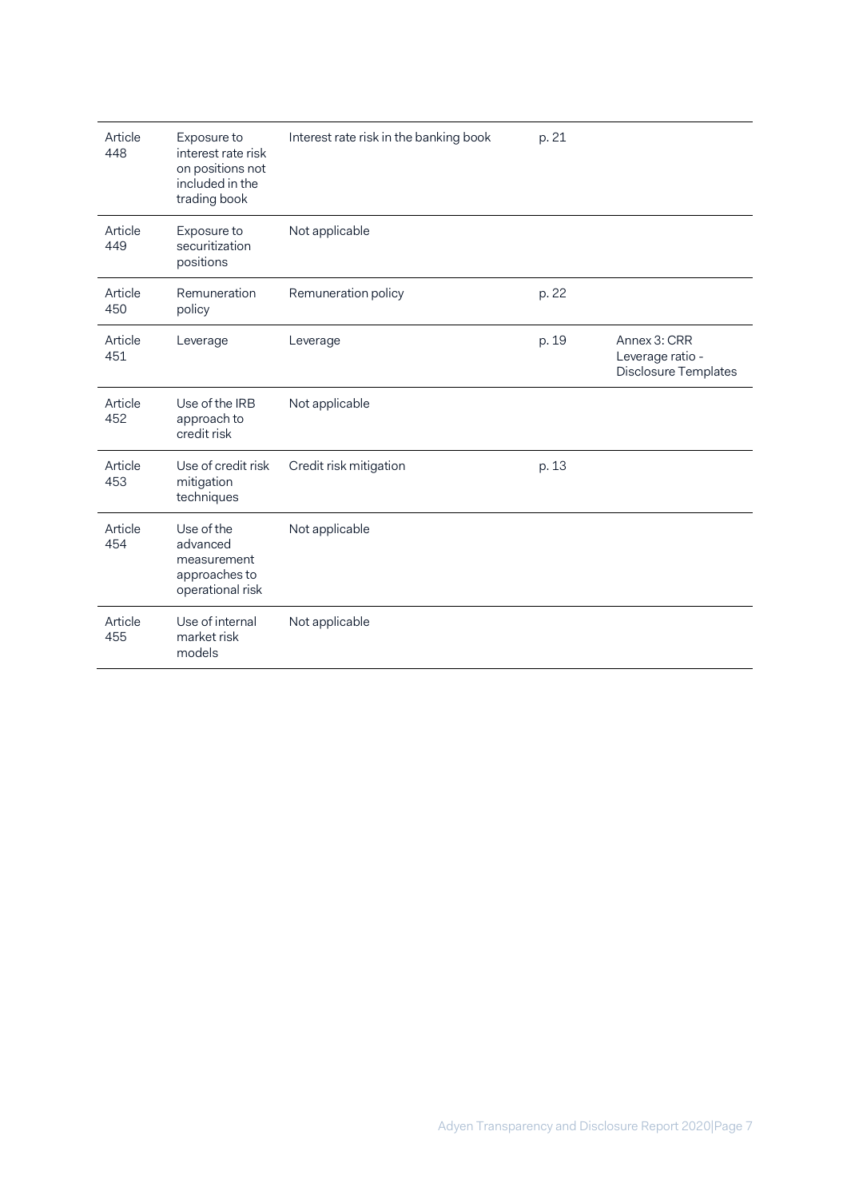| | | | | |
|---|---|---|---|---|
| Article 448 | Exposure to interest rate risk on positions not included in the trading book | Interest rate risk in the banking book | p. 21 | |
| Article 449 | Exposure to securitization positions | Not applicable | | |
| Article 450 | Remuneration policy | Remuneration policy | p. 22 | |
| Article 451 | Leverage | Leverage | p. 19 | Annex 3: CRR Leverage ratio - Disclosure Templates |
| Article 452 | Use of the IRB approach to credit risk | Not applicable | | |
| Article 453 | Use of credit risk mitigation techniques | Credit risk mitigation | p. 13 | |
| Article 454 | Use of the advanced measurement approaches to operational risk | Not applicable | | |
| Article 455 | Use of internal market risk models | Not applicable | | |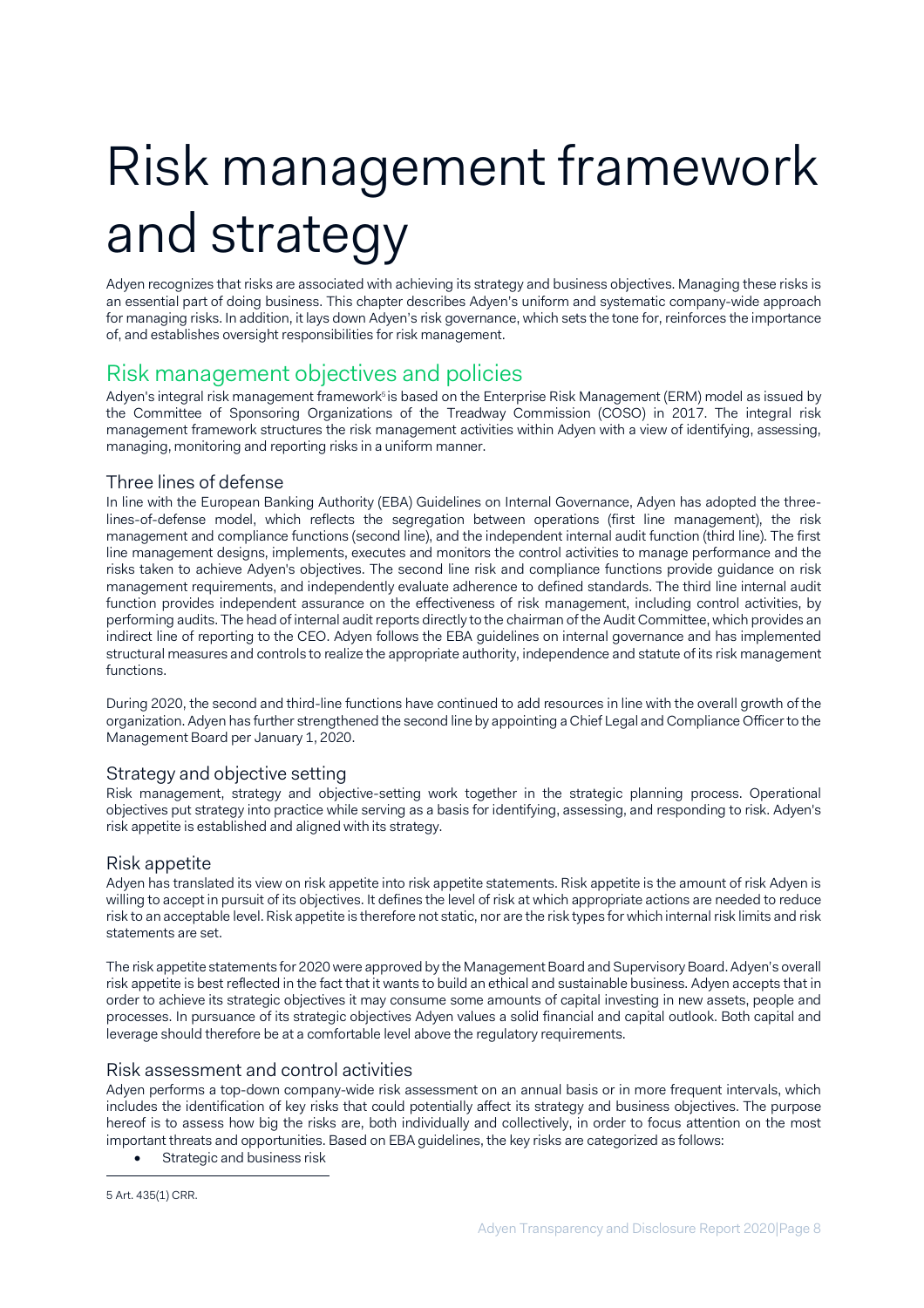# Risk management framework and strategy

Adyen recognizes that risks are associated with achieving its strategy and business objectives. Managing these risks is an essential part of doing business. This chapter describes Adyen's uniform and systematic company-wide approach for managing risks. In addition, it lays down Adyen's risk governance, which sets the tone for, reinforces the importance of, and establishes oversight responsibilities for risk management.

## Risk management objectives and policies

Adyen's integral risk management framework[5] is based on the Enterprise Risk Management (ERM) model as issued by the Committee of Sponsoring Organizations of the Treadway Commission (COSO) in 2017. The integral risk management framework structures the risk management activities within Adyen with a view of identifying, assessing, managing, monitoring and reporting risks in a uniform manner.

### Three lines of defense

In line with the European Banking Authority (EBA) Guidelines on Internal Governance, Adyen has adopted the three-lines-of-defense model, which reflects the segregation between operations (first line management), the risk management and compliance functions (second line), and the independent internal audit function (third line). The first line management designs, implements, executes and monitors the control activities to manage performance and the risks taken to achieve Adyen's objectives. The second line risk and compliance functions provide guidance on risk management requirements, and independently evaluate adherence to defined standards. The third line internal audit function provides independent assurance on the effectiveness of risk management, including control activities, by performing audits. The head of internal audit reports directly to the chairman of the Audit Committee, which provides an indirect line of reporting to the CEO. Adyen follows the EBA guidelines on internal governance and has implemented structural measures and controls to realize the appropriate authority, independence and statute of its risk management functions.

During 2020, the second and third-line functions have continued to add resources in line with the overall growth of the organization. Adyen has further strengthened the second line by appointing a Chief Legal and Compliance Officer to the Management Board per January 1, 2020.

### Strategy and objective setting

Risk management, strategy and objective-setting work together in the strategic planning process. Operational objectives put strategy into practice while serving as a basis for identifying, assessing, and responding to risk. Adyen's risk appetite is established and aligned with its strategy.

### Risk appetite

Adyen has translated its view on risk appetite into risk appetite statements. Risk appetite is the amount of risk Adyen is willing to accept in pursuit of its objectives. It defines the level of risk at which appropriate actions are needed to reduce risk to an acceptable level. Risk appetite is therefore not static, nor are the risk types for which internal risk limits and risk statements are set.

The risk appetite statements for 2020 were approved by the Management Board and Supervisory Board. Adyen's overall risk appetite is best reflected in the fact that it wants to build an ethical and sustainable business. Adyen accepts that in order to achieve its strategic objectives it may consume some amounts of capital investing in new assets, people and processes. In pursuance of its strategic objectives Adyen values a solid financial and capital outlook. Both capital and leverage should therefore be at a comfortable level above the regulatory requirements.

### Risk assessment and control activities

Adyen performs a top-down company-wide risk assessment on an annual basis or in more frequent intervals, which includes the identification of key risks that could potentially affect its strategy and business objectives. The purpose hereof is to assess how big the risks are, both individually and collectively, in order to focus attention on the most important threats and opportunities. Based on EBA guidelines, the key risks are categorized as follows:

- Strategic and business risk

---

[5] Art. 435(1) CRR.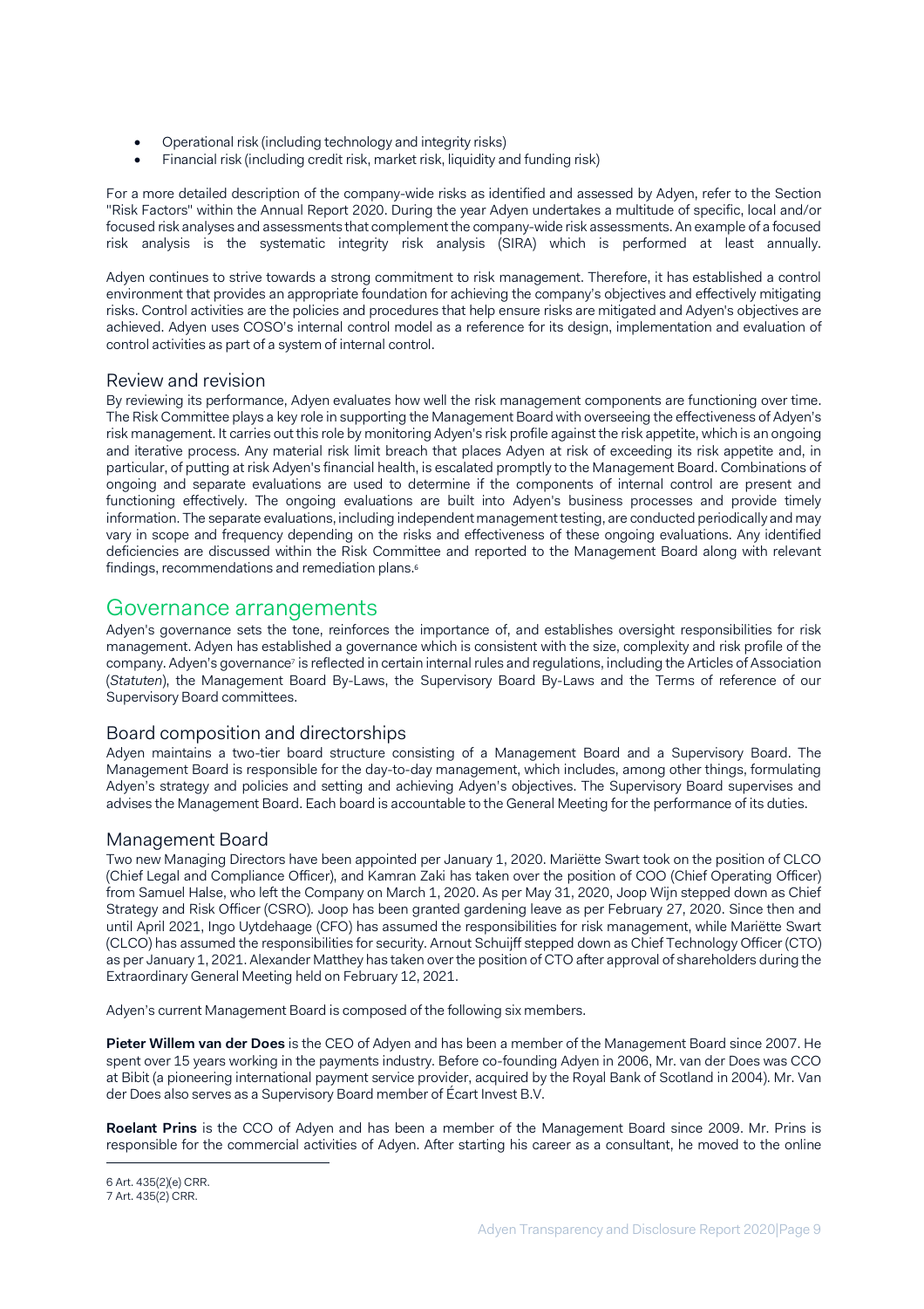- Operational risk (including technology and integrity risks)
- Financial risk (including credit risk, market risk, liquidity and funding risk)

For a more detailed description of the company-wide risks as identified and assessed by Adyen, refer to the Section "Risk Factors" within the Annual Report 2020. During the year Adyen undertakes a multitude of specific, local and/or focused risk analyses and assessments that complement the company-wide risk assessments. An example of a focused risk analysis is the systematic integrity risk analysis (SIRA) which is performed at least annually.

Adyen continues to strive towards a strong commitment to risk management. Therefore, it has established a control environment that provides an appropriate foundation for achieving the company's objectives and effectively mitigating risks. Control activities are the policies and procedures that help ensure risks are mitigated and Adyen's objectives are achieved. Adyen uses COSO's internal control model as a reference for its design, implementation and evaluation of control activities as part of a system of internal control.

### Review and revision

By reviewing its performance, Adyen evaluates how well the risk management components are functioning over time. The Risk Committee plays a key role in supporting the Management Board with overseeing the effectiveness of Adyen's risk management. It carries out this role by monitoring Adyen's risk profile against the risk appetite, which is an ongoing and iterative process. Any material risk limit breach that places Adyen at risk of exceeding its risk appetite and, in particular, of putting at risk Adyen's financial health, is escalated promptly to the Management Board. Combinations of ongoing and separate evaluations are used to determine if the components of internal control are present and functioning effectively. The ongoing evaluations are built into Adyen's business processes and provide timely information. The separate evaluations, including independent management testing, are conducted periodically and may vary in scope and frequency depending on the risks and effectiveness of these ongoing evaluations. Any identified deficiencies are discussed within the Risk Committee and reported to the Management Board along with relevant findings, recommendations and remediation plans.[6]

## Governance arrangements

Adyen's governance sets the tone, reinforces the importance of, and establishes oversight responsibilities for risk management. Adyen has established a governance which is consistent with the size, complexity and risk profile of the company. Adyen's governance[7] is reflected in certain internal rules and regulations, including the Articles of Association (*Statuten*), the Management Board By-Laws, the Supervisory Board By-Laws and the Terms of reference of our Supervisory Board committees.

### Board composition and directorships

Adyen maintains a two-tier board structure consisting of a Management Board and a Supervisory Board. The Management Board is responsible for the day-to-day management, which includes, among other things, formulating Adyen's strategy and policies and setting and achieving Adyen's objectives. The Supervisory Board supervises and advises the Management Board. Each board is accountable to the General Meeting for the performance of its duties.

### Management Board

Two new Managing Directors have been appointed per January 1, 2020. Mariëtte Swart took on the position of CLCO (Chief Legal and Compliance Officer), and Kamran Zaki has taken over the position of COO (Chief Operating Officer) from Samuel Halse, who left the Company on March 1, 2020. As per May 31, 2020, Joop Wijn stepped down as Chief Strategy and Risk Officer (CSRO). Joop has been granted gardening leave as per February 27, 2020. Since then and until April 2021, Ingo Uytdehaage (CFO) has assumed the responsibilities for risk management, while Mariëtte Swart (CLCO) has assumed the responsibilities for security. Arnout Schuijff stepped down as Chief Technology Officer (CTO) as per January 1, 2021. Alexander Matthey has taken over the position of CTO after approval of shareholders during the Extraordinary General Meeting held on February 12, 2021.

Adyen's current Management Board is composed of the following six members.

**Pieter Willem van der Does** is the CEO of Adyen and has been a member of the Management Board since 2007. He spent over 15 years working in the payments industry. Before co-founding Adyen in 2006, Mr. van der Does was CCO at Bibit (a pioneering international payment service provider, acquired by the Royal Bank of Scotland in 2004). Mr. Van der Does also serves as a Supervisory Board member of Écart Invest B.V.

**Roelant Prins** is the CCO of Adyen and has been a member of the Management Board since 2009. Mr. Prins is responsible for the commercial activities of Adyen. After starting his career as a consultant, he moved to the online

---

6 Art. 435(2)(e) CRR.
7 Art. 435(2) CRR.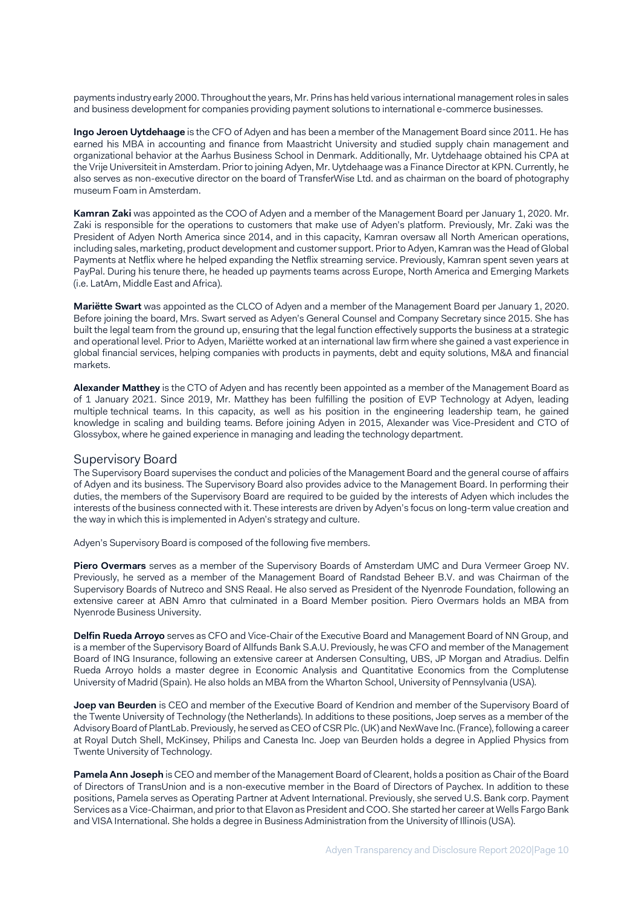payments industry early 2000. Throughout the years, Mr. Prins has held various international management roles in sales and business development for companies providing payment solutions to international e-commerce businesses.

**Ingo Jeroen Uytdehaage** is the CFO of Adyen and has been a member of the Management Board since 2011. He has earned his MBA in accounting and finance from Maastricht University and studied supply chain management and organizational behavior at the Aarhus Business School in Denmark. Additionally, Mr. Uytdehaage obtained his CPA at the Vrije Universiteit in Amsterdam. Prior to joining Adyen, Mr. Uytdehaage was a Finance Director at KPN. Currently, he also serves as non-executive director on the board of TransferWise Ltd. and as chairman on the board of photography museum Foam in Amsterdam.

**Kamran Zaki** was appointed as the COO of Adyen and a member of the Management Board per January 1, 2020. Mr. Zaki is responsible for the operations to customers that make use of Adyen's platform. Previously, Mr. Zaki was the President of Adyen North America since 2014, and in this capacity, Kamran oversaw all North American operations, including sales, marketing, product development and customer support. Prior to Adyen, Kamran was the Head of Global Payments at Netflix where he helped expanding the Netflix streaming service. Previously, Kamran spent seven years at PayPal. During his tenure there, he headed up payments teams across Europe, North America and Emerging Markets (i.e. LatAm, Middle East and Africa).

**Mariëtte Swart** was appointed as the CLCO of Adyen and a member of the Management Board per January 1, 2020. Before joining the board, Mrs. Swart served as Adyen's General Counsel and Company Secretary since 2015. She has built the legal team from the ground up, ensuring that the legal function effectively supports the business at a strategic and operational level. Prior to Adyen, Mariëtte worked at an international law firm where she gained a vast experience in global financial services, helping companies with products in payments, debt and equity solutions, M&A and financial markets.

**Alexander Matthey** is the CTO of Adyen and has recently been appointed as a member of the Management Board as of 1 January 2021. Since 2019, Mr. Matthey has been fulfilling the position of EVP Technology at Adyen, leading multiple technical teams. In this capacity, as well as his position in the engineering leadership team, he gained knowledge in scaling and building teams. Before joining Adyen in 2015, Alexander was Vice-President and CTO of Glossybox, where he gained experience in managing and leading the technology department.

## Supervisory Board

The Supervisory Board supervises the conduct and policies of the Management Board and the general course of affairs of Adyen and its business. The Supervisory Board also provides advice to the Management Board. In performing their duties, the members of the Supervisory Board are required to be guided by the interests of Adyen which includes the interests of the business connected with it. These interests are driven by Adyen's focus on long-term value creation and the way in which this is implemented in Adyen's strategy and culture.

Adyen's Supervisory Board is composed of the following five members.

**Piero Overmars** serves as a member of the Supervisory Boards of Amsterdam UMC and Dura Vermeer Groep NV. Previously, he served as a member of the Management Board of Randstad Beheer B.V. and was Chairman of the Supervisory Boards of Nutreco and SNS Reaal. He also served as President of the Nyenrode Foundation, following an extensive career at ABN Amro that culminated in a Board Member position. Piero Overmars holds an MBA from Nyenrode Business University.

**Delfin Rueda Arroyo** serves as CFO and Vice-Chair of the Executive Board and Management Board of NN Group, and is a member of the Supervisory Board of Allfunds Bank S.A.U. Previously, he was CFO and member of the Management Board of ING Insurance, following an extensive career at Andersen Consulting, UBS, JP Morgan and Atradius. Delfin Rueda Arroyo holds a master degree in Economic Analysis and Quantitative Economics from the Complutense University of Madrid (Spain). He also holds an MBA from the Wharton School, University of Pennsylvania (USA).

**Joep van Beurden** is CEO and member of the Executive Board of Kendrion and member of the Supervisory Board of the Twente University of Technology (the Netherlands). In additions to these positions, Joep serves as a member of the Advisory Board of PlantLab. Previously, he served as CEO of CSR Plc. (UK) and NexWave Inc. (France), following a career at Royal Dutch Shell, McKinsey, Philips and Canesta Inc. Joep van Beurden holds a degree in Applied Physics from Twente University of Technology.

**Pamela Ann Joseph** is CEO and member of the Management Board of Clearent, holds a position as Chair of the Board of Directors of TransUnion and is a non-executive member in the Board of Directors of Paychex. In addition to these positions, Pamela serves as Operating Partner at Advent International. Previously, she served U.S. Bank corp. Payment Services as a Vice-Chairman, and prior to that Elavon as President and COO. She started her career at Wells Fargo Bank and VISA International. She holds a degree in Business Administration from the University of Illinois (USA).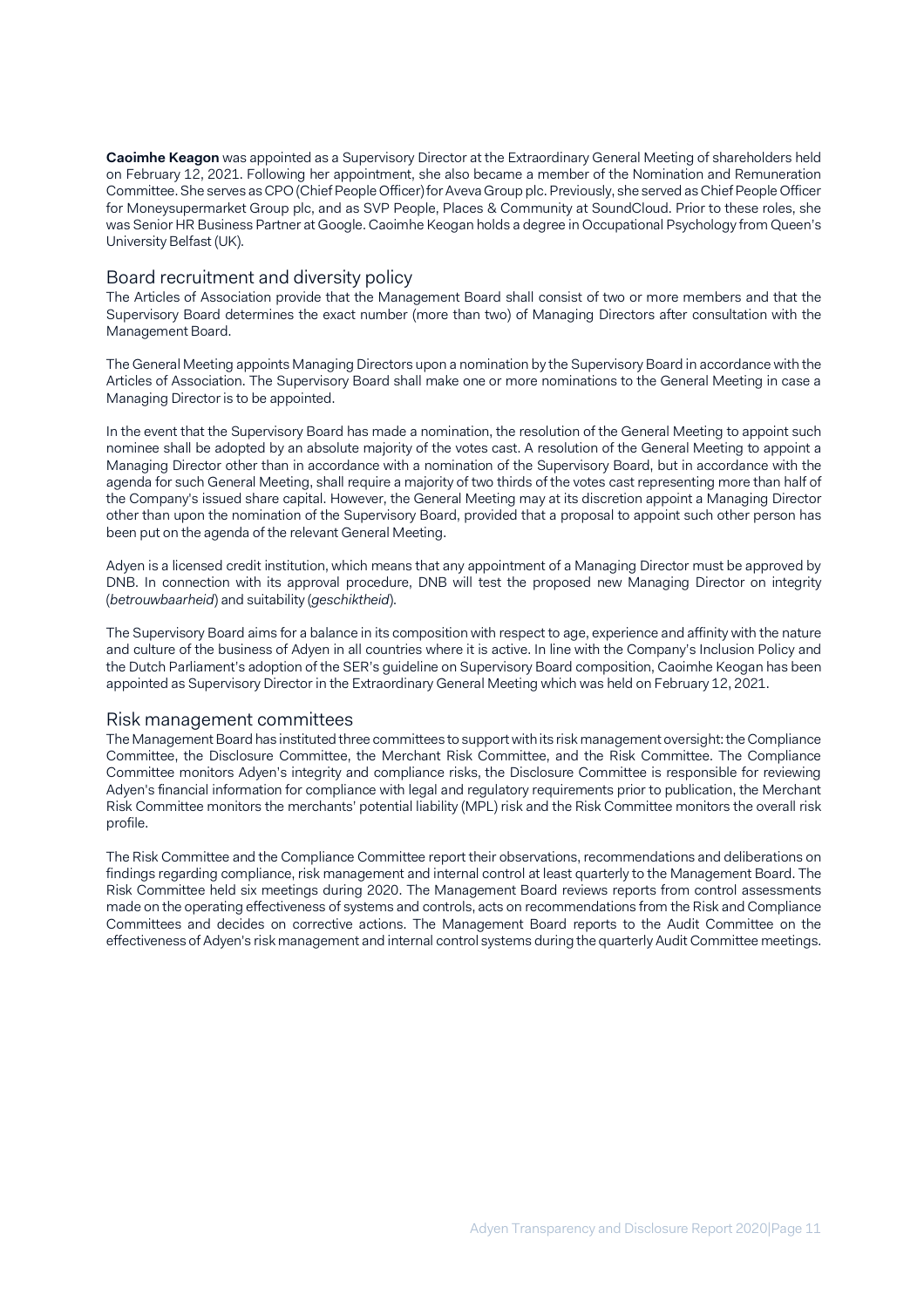**Caoimhe Keagon** was appointed as a Supervisory Director at the Extraordinary General Meeting of shareholders held on February 12, 2021. Following her appointment, she also became a member of the Nomination and Remuneration Committee. She serves as CPO (Chief People Officer) for Aveva Group plc. Previously, she served as Chief People Officer for Moneysupermarket Group plc, and as SVP People, Places & Community at SoundCloud. Prior to these roles, she was Senior HR Business Partner at Google. Caoimhe Keogan holds a degree in Occupational Psychology from Queen's University Belfast (UK).

## Board recruitment and diversity policy

The Articles of Association provide that the Management Board shall consist of two or more members and that the Supervisory Board determines the exact number (more than two) of Managing Directors after consultation with the Management Board.

The General Meeting appoints Managing Directors upon a nomination by the Supervisory Board in accordance with the Articles of Association. The Supervisory Board shall make one or more nominations to the General Meeting in case a Managing Director is to be appointed.

In the event that the Supervisory Board has made a nomination, the resolution of the General Meeting to appoint such nominee shall be adopted by an absolute majority of the votes cast. A resolution of the General Meeting to appoint a Managing Director other than in accordance with a nomination of the Supervisory Board, but in accordance with the agenda for such General Meeting, shall require a majority of two thirds of the votes cast representing more than half of the Company's issued share capital. However, the General Meeting may at its discretion appoint a Managing Director other than upon the nomination of the Supervisory Board, provided that a proposal to appoint such other person has been put on the agenda of the relevant General Meeting.

Adyen is a licensed credit institution, which means that any appointment of a Managing Director must be approved by DNB. In connection with its approval procedure, DNB will test the proposed new Managing Director on integrity (*betrouwbaarheid*) and suitability (*geschiktheid*).

The Supervisory Board aims for a balance in its composition with respect to age, experience and affinity with the nature and culture of the business of Adyen in all countries where it is active. In line with the Company's Inclusion Policy and the Dutch Parliament's adoption of the SER's guideline on Supervisory Board composition, Caoimhe Keogan has been appointed as Supervisory Director in the Extraordinary General Meeting which was held on February 12, 2021.

## Risk management committees

The Management Board has instituted three committees to support with its risk management oversight: the Compliance Committee, the Disclosure Committee, the Merchant Risk Committee, and the Risk Committee. The Compliance Committee monitors Adyen's integrity and compliance risks, the Disclosure Committee is responsible for reviewing Adyen's financial information for compliance with legal and regulatory requirements prior to publication, the Merchant Risk Committee monitors the merchants' potential liability (MPL) risk and the Risk Committee monitors the overall risk profile.

The Risk Committee and the Compliance Committee report their observations, recommendations and deliberations on findings regarding compliance, risk management and internal control at least quarterly to the Management Board. The Risk Committee held six meetings during 2020. The Management Board reviews reports from control assessments made on the operating effectiveness of systems and controls, acts on recommendations from the Risk and Compliance Committees and decides on corrective actions. The Management Board reports to the Audit Committee on the effectiveness of Adyen's risk management and internal control systems during the quarterly Audit Committee meetings.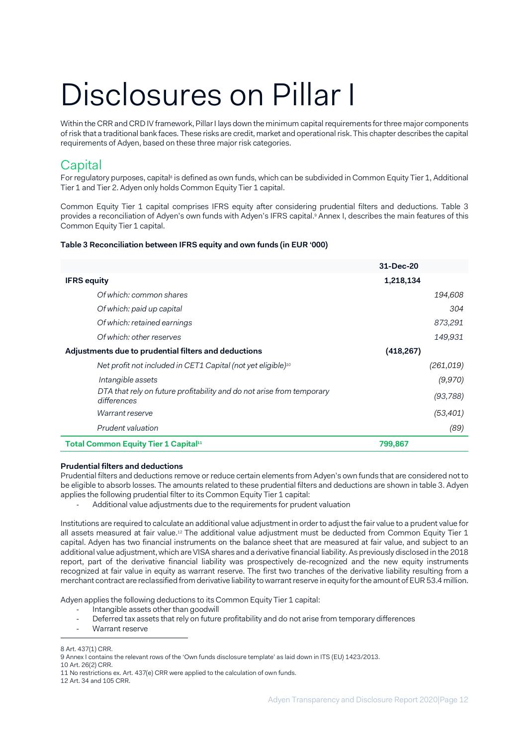# Disclosures on Pillar I

Within the CRR and CRD IV framework, Pillar I lays down the minimum capital requirements for three major components of risk that a traditional bank faces. These risks are credit, market and operational risk. This chapter describes the capital requirements of Adyen, based on these three major risk categories.

## Capital

For regulatory purposes, capital[8] is defined as own funds, which can be subdivided in Common Equity Tier 1, Additional Tier 1 and Tier 2. Adyen only holds Common Equity Tier 1 capital.

Common Equity Tier 1 capital comprises IFRS equity after considering prudential filters and deductions. Table 3 provides a reconciliation of Adyen's own funds with Adyen's IFRS capital.[9] Annex I, describes the main features of this Common Equity Tier 1 capital.

**Table 3 Reconciliation between IFRS equity and own funds (in EUR '000)**

| | 31-Dec-20 | |
|---|---|---|
| **IFRS equity** | **1,218,134** | |
| *Of which: common shares* | | *194,608* |
| *Of which: paid up capital* | | *304* |
| *Of which: retained earnings* | | *873,291* |
| *Of which: other reserves* | | *149,931* |
| **Adjustments due to prudential filters and deductions** | **(418,267)** | |
| *Net profit not included in CET1 Capital (not yet eligible)[10]* | | *(261,019)* |
| *Intangible assets* | | *(9,970)* |
| *DTA that rely on future profitability and do not arise from temporary differences* | | *(93,788)* |
| *Warrant reserve* | | *(53,401)* |
| *Prudent valuation* | | *(89)* |
| **Total Common Equity Tier 1 Capital[11]** | **799,867** | |

**Prudential filters and deductions**

Prudential filters and deductions remove or reduce certain elements from Adyen's own funds that are considered not to be eligible to absorb losses. The amounts related to these prudential filters and deductions are shown in table 3. Adyen applies the following prudential filter to its Common Equity Tier 1 capital:

- Additional value adjustments due to the requirements for prudent valuation

Institutions are required to calculate an additional value adjustment in order to adjust the fair value to a prudent value for all assets measured at fair value.[12] The additional value adjustment must be deducted from Common Equity Tier 1 capital. Adyen has two financial instruments on the balance sheet that are measured at fair value, and subject to an additional value adjustment, which are VISA shares and a derivative financial liability. As previously disclosed in the 2018 report, part of the derivative financial liability was prospectively de-recognized and the new equity instruments recognized at fair value in equity as warrant reserve. The first two tranches of the derivative liability resulting from a merchant contract are reclassified from derivative liability to warrant reserve in equity for the amount of EUR 53.4 million.

Adyen applies the following deductions to its Common Equity Tier 1 capital:

- Intangible assets other than goodwill
- Deferred tax assets that rely on future profitability and do not arise from temporary differences
- Warrant reserve

---

8 Art. 437(1) CRR.
9 Annex I contains the relevant rows of the 'Own funds disclosure template' as laid down in ITS (EU) 1423/2013.
10 Art. 26(2) CRR.
11 No restrictions ex. Art. 437(e) CRR were applied to the calculation of own funds.
12 Art. 34 and 105 CRR.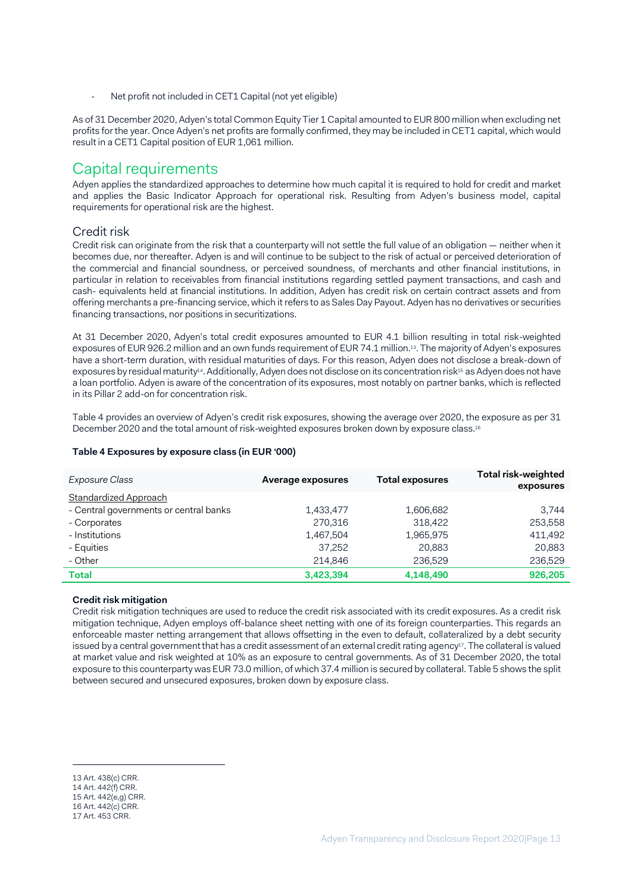- Net profit not included in CET1 Capital (not yet eligible)

As of 31 December 2020, Adyen's total Common Equity Tier 1 Capital amounted to EUR 800 million when excluding net profits for the year. Once Adyen's net profits are formally confirmed, they may be included in CET1 capital, which would result in a CET1 Capital position of EUR 1,061 million.

## Capital requirements

Adyen applies the standardized approaches to determine how much capital it is required to hold for credit and market and applies the Basic Indicator Approach for operational risk. Resulting from Adyen's business model, capital requirements for operational risk are the highest.

### Credit risk

Credit risk can originate from the risk that a counterparty will not settle the full value of an obligation — neither when it becomes due, nor thereafter. Adyen is and will continue to be subject to the risk of actual or perceived deterioration of the commercial and financial soundness, or perceived soundness, of merchants and other financial institutions, in particular in relation to receivables from financial institutions regarding settled payment transactions, and cash and cash- equivalents held at financial institutions. In addition, Adyen has credit risk on certain contract assets and from offering merchants a pre-financing service, which it refers to as Sales Day Payout. Adyen has no derivatives or securities financing transactions, nor positions in securitizations.

At 31 December 2020, Adyen's total credit exposures amounted to EUR 4.1 billion resulting in total risk-weighted exposures of EUR 926.2 million and an own funds requirement of EUR 74.1 million.[13]. The majority of Adyen's exposures have a short-term duration, with residual maturities of days. For this reason, Adyen does not disclose a break-down of exposures by residual maturity[14]. Additionally, Adyen does not disclose on its concentration risk[15] as Adyen does not have a loan portfolio. Adyen is aware of the concentration of its exposures, most notably on partner banks, which is reflected in its Pillar 2 add-on for concentration risk.

Table 4 provides an overview of Adyen's credit risk exposures, showing the average over 2020, the exposure as per 31 December 2020 and the total amount of risk-weighted exposures broken down by exposure class.[16]

**Table 4 Exposures by exposure class (in EUR '000)**

| *Exposure Class* | Average exposures | Total exposures | Total risk-weighted exposures |
|---|---|---|---|
| Standardized Approach | | | |
| - Central governments or central banks | 1,433,477 | 1,606,682 | 3,744 |
| - Corporates | 270,316 | 318,422 | 253,558 |
| - Institutions | 1,467,504 | 1,965,975 | 411,492 |
| - Equities | 37,252 | 20,883 | 20,883 |
| - Other | 214,846 | 236,529 | 236,529 |
| **Total** | **3,423,394** | **4,148,490** | **926,205** |

**Credit risk mitigation**

Credit risk mitigation techniques are used to reduce the credit risk associated with its credit exposures. As a credit risk mitigation technique, Adyen employs off-balance sheet netting with one of its foreign counterparties. This regards an enforceable master netting arrangement that allows offsetting in the even to default, collateralized by a debt security issued by a central government that has a credit assessment of an external credit rating agency[17]. The collateral is valued at market value and risk weighted at 10% as an exposure to central governments. As of 31 December 2020, the total exposure to this counterparty was EUR 73.0 million, of which 37.4 million is secured by collateral. Table 5 shows the split between secured and unsecured exposures, broken down by exposure class.

---

13 Art. 438(c) CRR.
14 Art. 442(f) CRR.
15 Art. 442(e,g) CRR.
16 Art. 442(c) CRR.
17 Art. 453 CRR.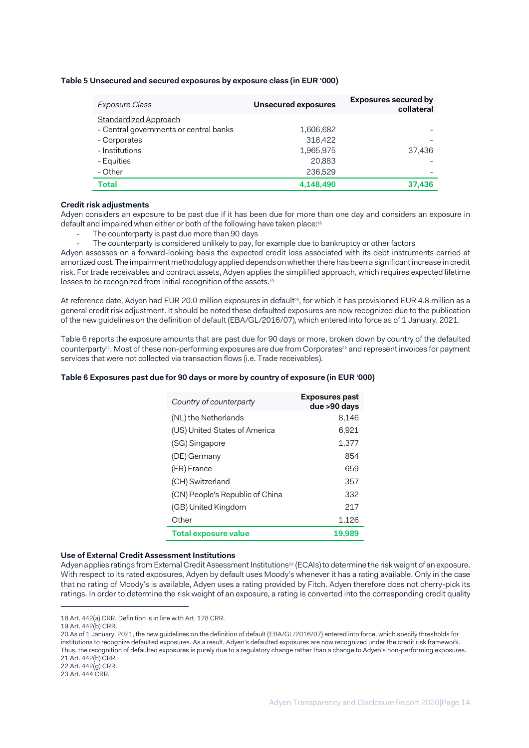**Table 5 Unsecured and secured exposures by exposure class (in EUR '000)**

| *Exposure Class* | Unsecured exposures | Exposures secured by collateral |
|---|---|---|
| Standardized Approach | | |
| - Central governments or central banks | 1,606,682 | - |
| - Corporates | 318,422 | - |
| - Institutions | 1,965,975 | 37,436 |
| - Equities | 20,883 | - |
| - Other | 236,529 | - |
| **Total** | **4,148,490** | **37,436** |

**Credit risk adjustments**

Adyen considers an exposure to be past due if it has been due for more than one day and considers an exposure in default and impaired when either or both of the following have taken place:[18]

- The counterparty is past due more than 90 days
- The counterparty is considered unlikely to pay, for example due to bankruptcy or other factors

Adyen assesses on a forward-looking basis the expected credit loss associated with its debt instruments carried at amortized cost. The impairment methodology applied depends on whether there has been a significant increase in credit risk. For trade receivables and contract assets, Adyen applies the simplified approach, which requires expected lifetime losses to be recognized from initial recognition of the assets.[19]

At reference date, Adyen had EUR 20.0 million exposures in default[20], for which it has provisioned EUR 4.8 million as a general credit risk adjustment. It should be noted these defaulted exposures are now recognized due to the publication of the new guidelines on the definition of default (EBA/GL/2016/07), which entered into force as of 1 January, 2021.

Table 6 reports the exposure amounts that are past due for 90 days or more, broken down by country of the defaulted counterparty[21]. Most of these non-performing exposures are due from Corporates[22] and represent invoices for payment services that were not collected via transaction flows (i.e. Trade receivables).

**Table 6 Exposures past due for 90 days or more by country of exposure (in EUR '000)**

| *Country of counterparty* | Exposures past due >90 days |
|---|---|
| (NL) the Netherlands | 8,146 |
| (US) United States of America | 6,921 |
| (SG) Singapore | 1,377 |
| (DE) Germany | 854 |
| (FR) France | 659 |
| (CH) Switzerland | 357 |
| (CN) People's Republic of China | 332 |
| (GB) United Kingdom | 217 |
| Other | 1,126 |
| **Total exposure value** | **19,989** |

**Use of External Credit Assessment Institutions**

Adyen applies ratings from External Credit Assessment Institutions[23] (ECAIs) to determine the risk weight of an exposure. With respect to its rated exposures, Adyen by default uses Moody's whenever it has a rating available. Only in the case that no rating of Moody's is available, Adyen uses a rating provided by Fitch. Adyen therefore does not cherry-pick its ratings. In order to determine the risk weight of an exposure, a rating is converted into the corresponding credit quality

---

18 Art. 442(a) CRR. Definition is in line with Art. 178 CRR.
19 Art. 442(b) CRR.
20 As of 1 January, 2021, the new guidelines on the definition of default (EBA/GL/2016/07) entered into force, which specify thresholds for institutions to recognize defaulted exposures. As a result, Adyen's defaulted exposures are now recognized under the credit risk framework. Thus, the recognition of defaulted exposures is purely due to a regulatory change rather than a change to Adyen's non-performing exposures.
21 Art. 442(h) CRR.
22 Art. 442(g) CRR.
23 Art. 444 CRR.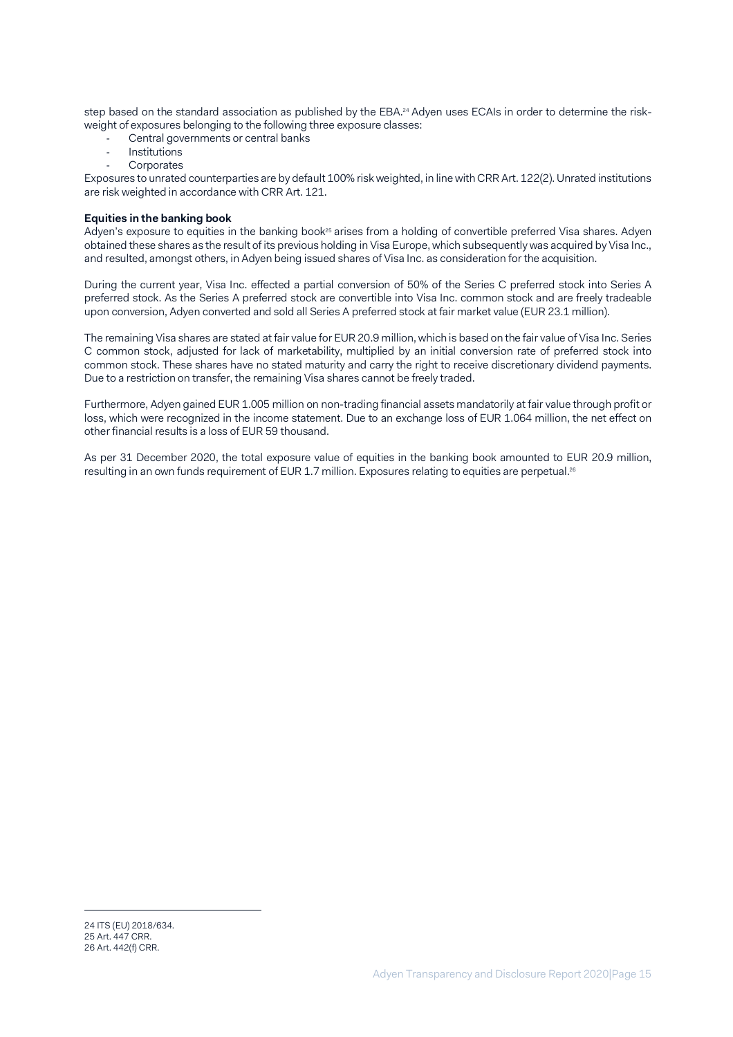step based on the standard association as published by the EBA.[24] Adyen uses ECAIs in order to determine the risk-weight of exposures belonging to the following three exposure classes:

- Central governments or central banks
- Institutions
- Corporates

Exposures to unrated counterparties are by default 100% risk weighted, in line with CRR Art. 122(2). Unrated institutions are risk weighted in accordance with CRR Art. 121.

**Equities in the banking book**

Adyen's exposure to equities in the banking book[25] arises from a holding of convertible preferred Visa shares. Adyen obtained these shares as the result of its previous holding in Visa Europe, which subsequently was acquired by Visa Inc., and resulted, amongst others, in Adyen being issued shares of Visa Inc. as consideration for the acquisition.

During the current year, Visa Inc. effected a partial conversion of 50% of the Series C preferred stock into Series A preferred stock. As the Series A preferred stock are convertible into Visa Inc. common stock and are freely tradeable upon conversion, Adyen converted and sold all Series A preferred stock at fair market value (EUR 23.1 million).

The remaining Visa shares are stated at fair value for EUR 20.9 million, which is based on the fair value of Visa Inc. Series C common stock, adjusted for lack of marketability, multiplied by an initial conversion rate of preferred stock into common stock. These shares have no stated maturity and carry the right to receive discretionary dividend payments. Due to a restriction on transfer, the remaining Visa shares cannot be freely traded.

Furthermore, Adyen gained EUR 1.005 million on non-trading financial assets mandatorily at fair value through profit or loss, which were recognized in the income statement. Due to an exchange loss of EUR 1.064 million, the net effect on other financial results is a loss of EUR 59 thousand.

As per 31 December 2020, the total exposure value of equities in the banking book amounted to EUR 20.9 million, resulting in an own funds requirement of EUR 1.7 million. Exposures relating to equities are perpetual.[26]

---

24 ITS (EU) 2018/634.
25 Art. 447 CRR.
26 Art. 442(f) CRR.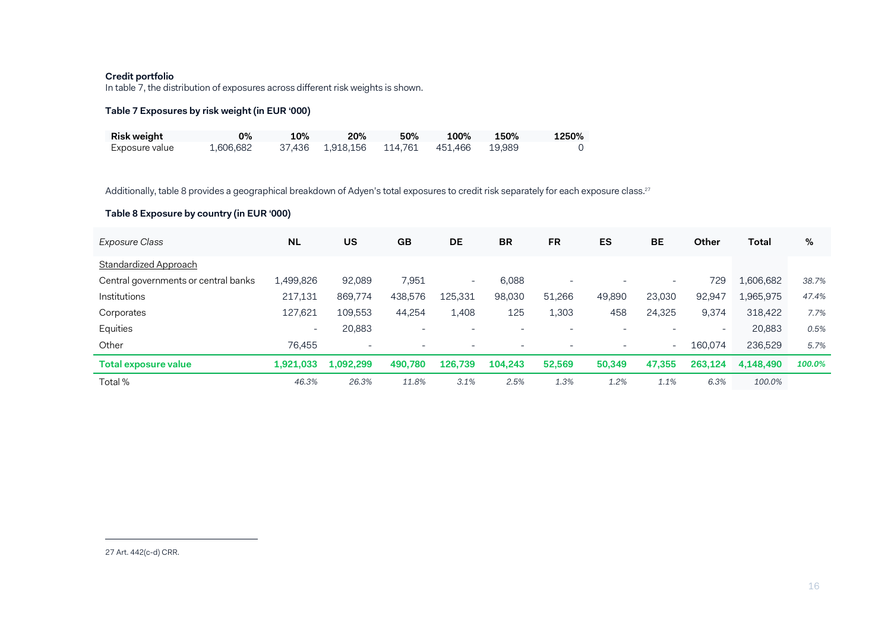**Credit portfolio**

In table 7, the distribution of exposures across different risk weights is shown.

**Table 7 Exposures by risk weight (in EUR '000)**

| Risk weight | 0% | 10% | 20% | 50% | 100% | 150% | 1250% |
|---|---|---|---|---|---|---|---|
| Exposure value | 1,606,682 | 37,436 | 1,918,156 | 114,761 | 451,466 | 19,989 | 0 |

Additionally, table 8 provides a geographical breakdown of Adyen's total exposures to credit risk separately for each exposure class.[27]

**Table 8 Exposure by country (in EUR '000)**

| *Exposure Class* | NL | US | GB | DE | BR | FR | ES | BE | Other | Total | % |
|---|---|---|---|---|---|---|---|---|---|---|---|
| Standardized Approach | | | | | | | | | | | |
| Central governments or central banks | 1,499,826 | 92,089 | 7,951 | - | 6,088 | - | - | - | 729 | 1,606,682 | *38.7%* |
| Institutions | 217,131 | 869,774 | 438,576 | 125,331 | 98,030 | 51,266 | 49,890 | 23,030 | 92,947 | 1,965,975 | *47.4%* |
| Corporates | 127,621 | 109,553 | 44,254 | 1,408 | 125 | 1,303 | 458 | 24,325 | 9,374 | 318,422 | *7.7%* |
| Equities | - | 20,883 | - | - | - | - | - | - | - | 20,883 | *0.5%* |
| Other | 76,455 | - | - | - | - | - | - | - | 160,074 | 236,529 | *5.7%* |
| **Total exposure value** | **1,921,033** | **1,092,299** | **490,780** | **126,739** | **104,243** | **52,569** | **50,349** | **47,355** | **263,124** | **4,148,490** | ***100.0%*** |
| Total % | *46.3%* | *26.3%* | *11.8%* | *3.1%* | *2.5%* | *1.3%* | *1.2%* | *1.1%* | *6.3%* | *100.0%* | |

27 Art. 442(c-d) CRR.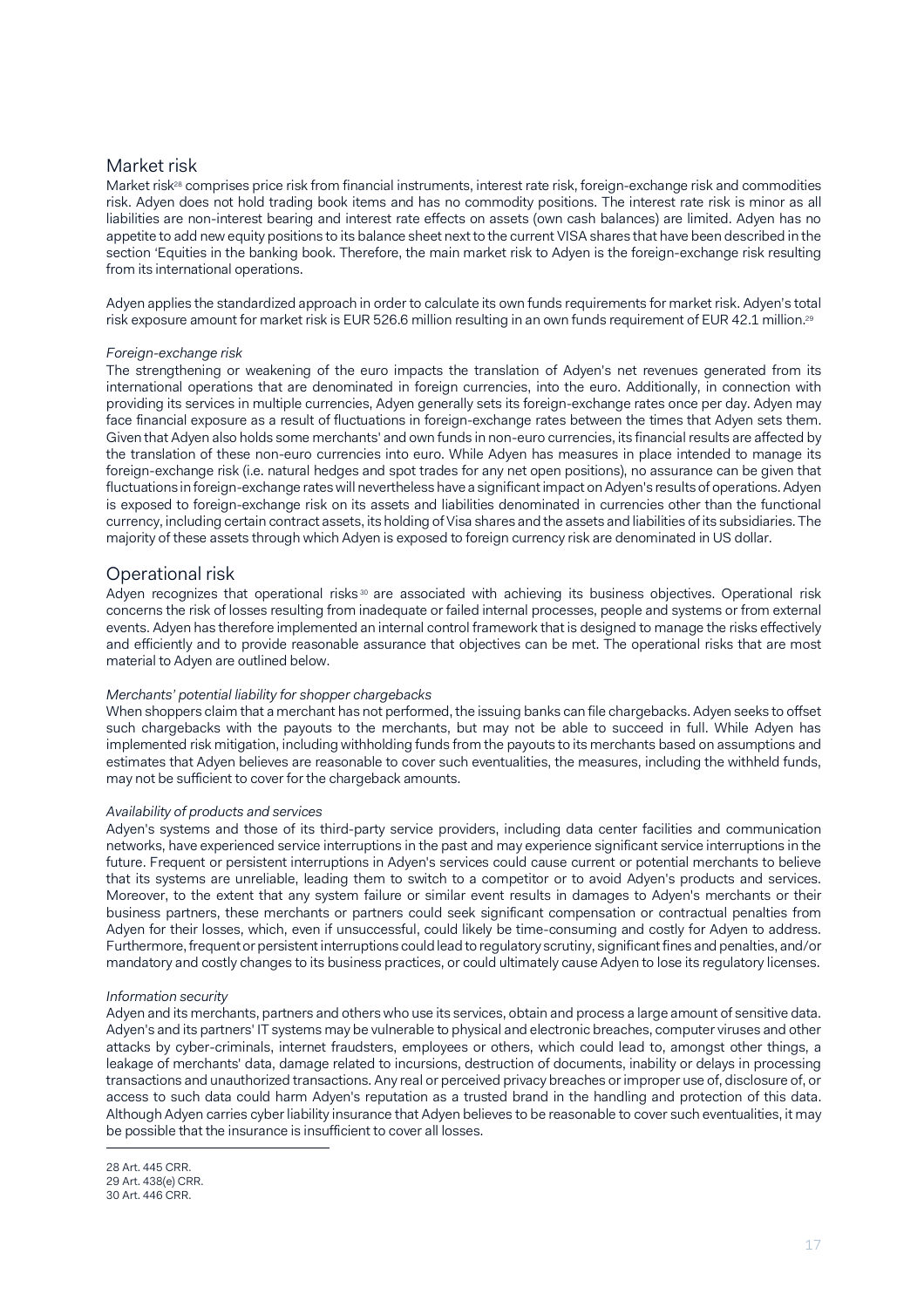## Market risk

Market risk[28] comprises price risk from financial instruments, interest rate risk, foreign-exchange risk and commodities risk. Adyen does not hold trading book items and has no commodity positions. The interest rate risk is minor as all liabilities are non-interest bearing and interest rate effects on assets (own cash balances) are limited. Adyen has no appetite to add new equity positions to its balance sheet next to the current VISA shares that have been described in the section 'Equities in the banking book. Therefore, the main market risk to Adyen is the foreign-exchange risk resulting from its international operations.

Adyen applies the standardized approach in order to calculate its own funds requirements for market risk. Adyen's total risk exposure amount for market risk is EUR 526.6 million resulting in an own funds requirement of EUR 42.1 million.[29]

*Foreign-exchange risk*

The strengthening or weakening of the euro impacts the translation of Adyen's net revenues generated from its international operations that are denominated in foreign currencies, into the euro. Additionally, in connection with providing its services in multiple currencies, Adyen generally sets its foreign-exchange rates once per day. Adyen may face financial exposure as a result of fluctuations in foreign-exchange rates between the times that Adyen sets them. Given that Adyen also holds some merchants' and own funds in non-euro currencies, its financial results are affected by the translation of these non-euro currencies into euro. While Adyen has measures in place intended to manage its foreign-exchange risk (i.e. natural hedges and spot trades for any net open positions), no assurance can be given that fluctuations in foreign-exchange rates will nevertheless have a significant impact on Adyen's results of operations. Adyen is exposed to foreign-exchange risk on its assets and liabilities denominated in currencies other than the functional currency, including certain contract assets, its holding of Visa shares and the assets and liabilities of its subsidiaries. The majority of these assets through which Adyen is exposed to foreign currency risk are denominated in US dollar.

## Operational risk

Adyen recognizes that operational risks[30] are associated with achieving its business objectives. Operational risk concerns the risk of losses resulting from inadequate or failed internal processes, people and systems or from external events. Adyen has therefore implemented an internal control framework that is designed to manage the risks effectively and efficiently and to provide reasonable assurance that objectives can be met. The operational risks that are most material to Adyen are outlined below.

*Merchants' potential liability for shopper chargebacks*

When shoppers claim that a merchant has not performed, the issuing banks can file chargebacks. Adyen seeks to offset such chargebacks with the payouts to the merchants, but may not be able to succeed in full. While Adyen has implemented risk mitigation, including withholding funds from the payouts to its merchants based on assumptions and estimates that Adyen believes are reasonable to cover such eventualities, the measures, including the withheld funds, may not be sufficient to cover for the chargeback amounts.

*Availability of products and services*

Adyen's systems and those of its third-party service providers, including data center facilities and communication networks, have experienced service interruptions in the past and may experience significant service interruptions in the future. Frequent or persistent interruptions in Adyen's services could cause current or potential merchants to believe that its systems are unreliable, leading them to switch to a competitor or to avoid Adyen's products and services. Moreover, to the extent that any system failure or similar event results in damages to Adyen's merchants or their business partners, these merchants or partners could seek significant compensation or contractual penalties from Adyen for their losses, which, even if unsuccessful, could likely be time-consuming and costly for Adyen to address. Furthermore, frequent or persistent interruptions could lead to regulatory scrutiny, significant fines and penalties, and/or mandatory and costly changes to its business practices, or could ultimately cause Adyen to lose its regulatory licenses.

*Information security*

Adyen and its merchants, partners and others who use its services, obtain and process a large amount of sensitive data. Adyen's and its partners' IT systems may be vulnerable to physical and electronic breaches, computer viruses and other attacks by cyber-criminals, internet fraudsters, employees or others, which could lead to, amongst other things, a leakage of merchants' data, damage related to incursions, destruction of documents, inability or delays in processing transactions and unauthorized transactions. Any real or perceived privacy breaches or improper use of, disclosure of, or access to such data could harm Adyen's reputation as a trusted brand in the handling and protection of this data. Although Adyen carries cyber liability insurance that Adyen believes to be reasonable to cover such eventualities, it may be possible that the insurance is insufficient to cover all losses.

---

28 Art. 445 CRR.
29 Art. 438(e) CRR.
30 Art. 446 CRR.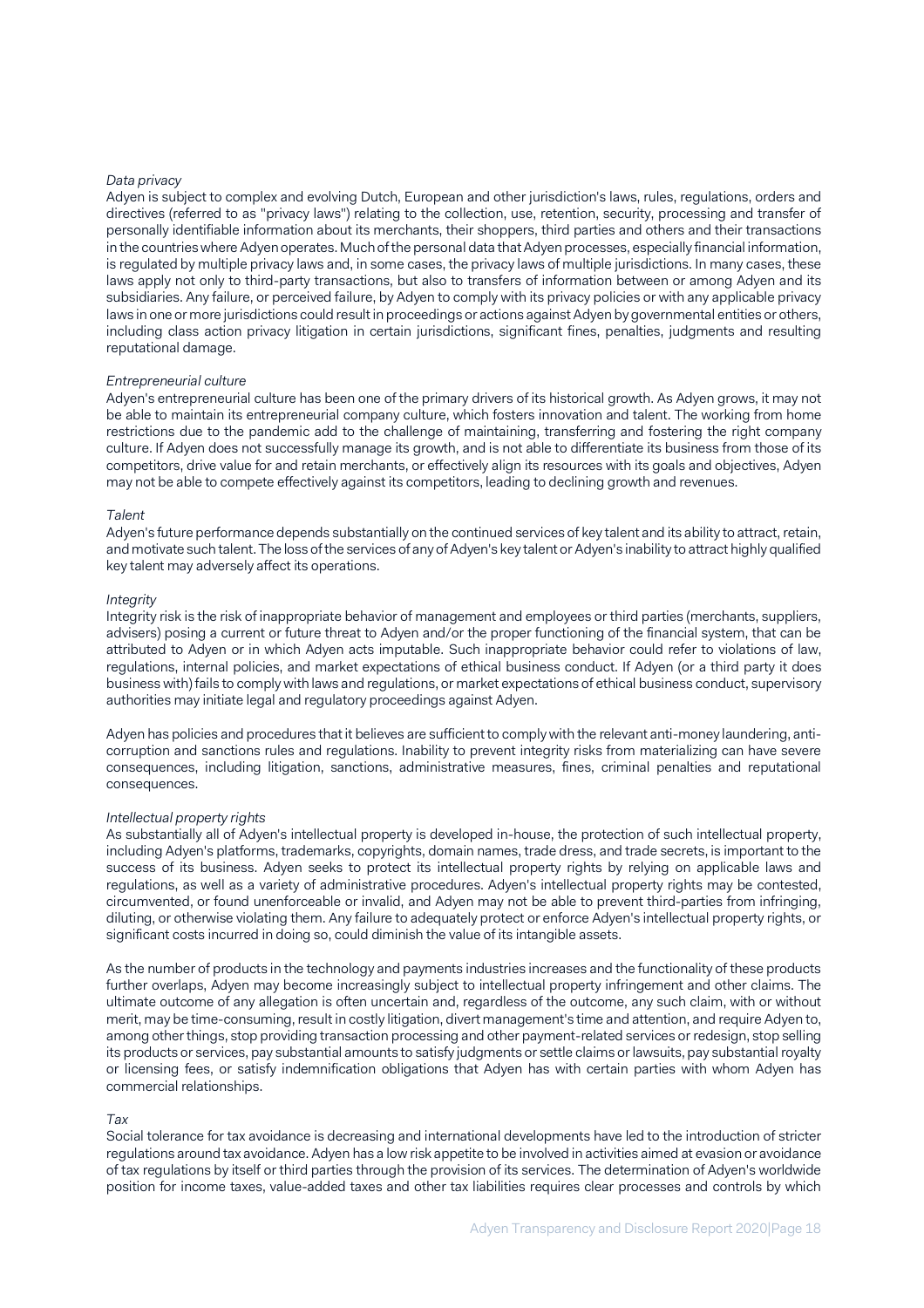*Data privacy*

Adyen is subject to complex and evolving Dutch, European and other jurisdiction's laws, rules, regulations, orders and directives (referred to as "privacy laws") relating to the collection, use, retention, security, processing and transfer of personally identifiable information about its merchants, their shoppers, third parties and others and their transactions in the countries where Adyen operates. Much of the personal data that Adyen processes, especially financial information, is regulated by multiple privacy laws and, in some cases, the privacy laws of multiple jurisdictions. In many cases, these laws apply not only to third-party transactions, but also to transfers of information between or among Adyen and its subsidiaries. Any failure, or perceived failure, by Adyen to comply with its privacy policies or with any applicable privacy laws in one or more jurisdictions could result in proceedings or actions against Adyen by governmental entities or others, including class action privacy litigation in certain jurisdictions, significant fines, penalties, judgments and resulting reputational damage.

*Entrepreneurial culture*

Adyen's entrepreneurial culture has been one of the primary drivers of its historical growth. As Adyen grows, it may not be able to maintain its entrepreneurial company culture, which fosters innovation and talent. The working from home restrictions due to the pandemic add to the challenge of maintaining, transferring and fostering the right company culture. If Adyen does not successfully manage its growth, and is not able to differentiate its business from those of its competitors, drive value for and retain merchants, or effectively align its resources with its goals and objectives, Adyen may not be able to compete effectively against its competitors, leading to declining growth and revenues.

*Talent*

Adyen's future performance depends substantially on the continued services of key talent and its ability to attract, retain, and motivate such talent. The loss of the services of any of Adyen's key talent or Adyen's inability to attract highly qualified key talent may adversely affect its operations.

*Integrity*

Integrity risk is the risk of inappropriate behavior of management and employees or third parties (merchants, suppliers, advisers) posing a current or future threat to Adyen and/or the proper functioning of the financial system, that can be attributed to Adyen or in which Adyen acts imputable. Such inappropriate behavior could refer to violations of law, regulations, internal policies, and market expectations of ethical business conduct. If Adyen (or a third party it does business with) fails to comply with laws and regulations, or market expectations of ethical business conduct, supervisory authorities may initiate legal and regulatory proceedings against Adyen.

Adyen has policies and procedures that it believes are sufficient to comply with the relevant anti-money laundering, anti-corruption and sanctions rules and regulations. Inability to prevent integrity risks from materializing can have severe consequences, including litigation, sanctions, administrative measures, fines, criminal penalties and reputational consequences.

*Intellectual property rights*

As substantially all of Adyen's intellectual property is developed in-house, the protection of such intellectual property, including Adyen's platforms, trademarks, copyrights, domain names, trade dress, and trade secrets, is important to the success of its business. Adyen seeks to protect its intellectual property rights by relying on applicable laws and regulations, as well as a variety of administrative procedures. Adyen's intellectual property rights may be contested, circumvented, or found unenforceable or invalid, and Adyen may not be able to prevent third-parties from infringing, diluting, or otherwise violating them. Any failure to adequately protect or enforce Adyen's intellectual property rights, or significant costs incurred in doing so, could diminish the value of its intangible assets.

As the number of products in the technology and payments industries increases and the functionality of these products further overlaps, Adyen may become increasingly subject to intellectual property infringement and other claims. The ultimate outcome of any allegation is often uncertain and, regardless of the outcome, any such claim, with or without merit, may be time-consuming, result in costly litigation, divert management's time and attention, and require Adyen to, among other things, stop providing transaction processing and other payment-related services or redesign, stop selling its products or services, pay substantial amounts to satisfy judgments or settle claims or lawsuits, pay substantial royalty or licensing fees, or satisfy indemnification obligations that Adyen has with certain parties with whom Adyen has commercial relationships.

*Tax*

Social tolerance for tax avoidance is decreasing and international developments have led to the introduction of stricter regulations around tax avoidance. Adyen has a low risk appetite to be involved in activities aimed at evasion or avoidance of tax regulations by itself or third parties through the provision of its services. The determination of Adyen's worldwide position for income taxes, value-added taxes and other tax liabilities requires clear processes and controls by which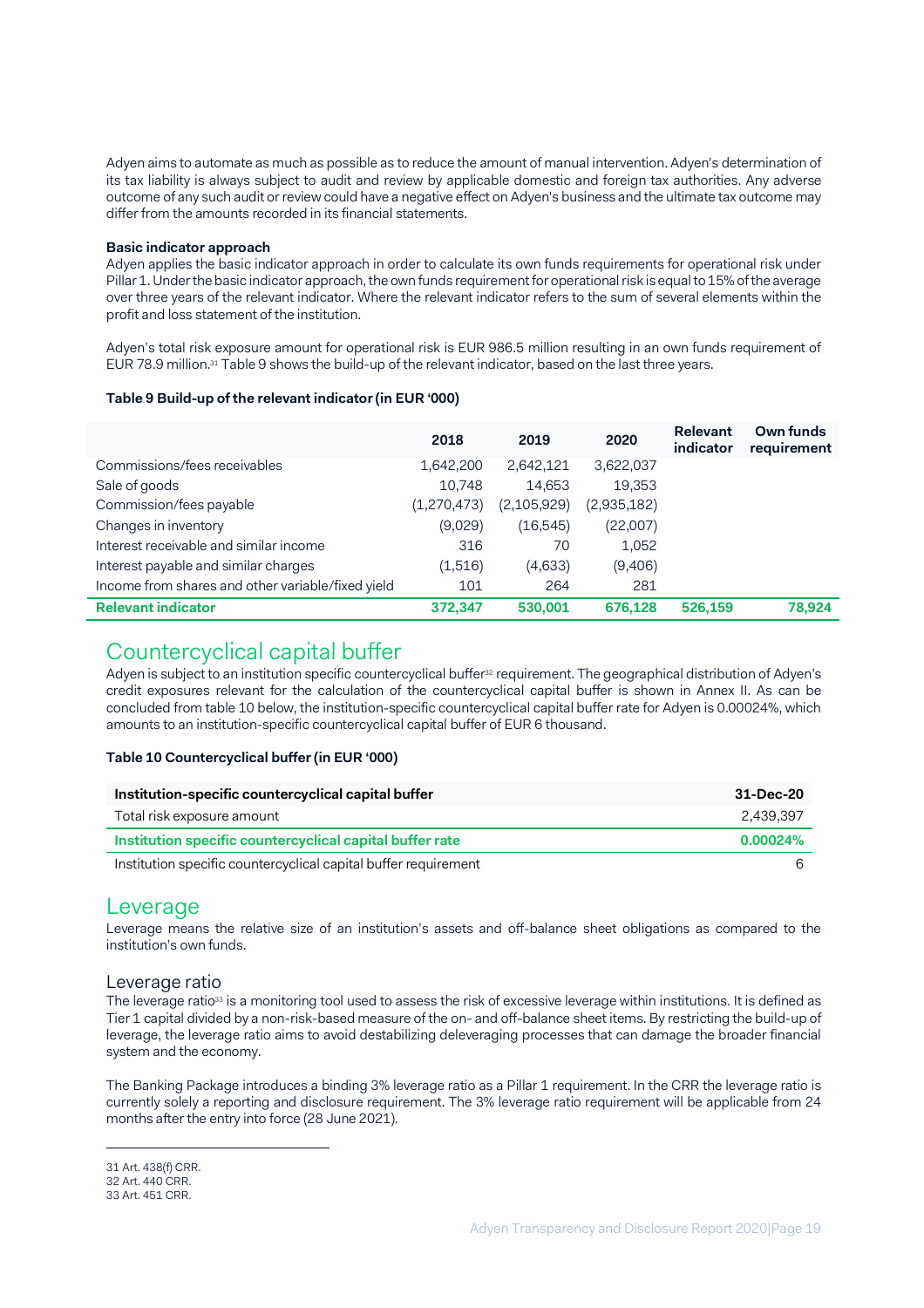Adyen aims to automate as much as possible as to reduce the amount of manual intervention. Adyen's determination of its tax liability is always subject to audit and review by applicable domestic and foreign tax authorities. Any adverse outcome of any such audit or review could have a negative effect on Adyen's business and the ultimate tax outcome may differ from the amounts recorded in its financial statements.

**Basic indicator approach**

Adyen applies the basic indicator approach in order to calculate its own funds requirements for operational risk under Pillar 1. Under the basic indicator approach, the own funds requirement for operational risk is equal to 15% of the average over three years of the relevant indicator. Where the relevant indicator refers to the sum of several elements within the profit and loss statement of the institution.

Adyen's total risk exposure amount for operational risk is EUR 986.5 million resulting in an own funds requirement of EUR 78.9 million.[31] Table 9 shows the build-up of the relevant indicator, based on the last three years.

**Table 9 Build-up of the relevant indicator (in EUR '000)**

| | 2018 | 2019 | 2020 | Relevant indicator | Own funds requirement |
|---|---|---|---|---|---|
| Commissions/fees receivables | 1,642,200 | 2,642,121 | 3,622,037 | | |
| Sale of goods | 10,748 | 14,653 | 19,353 | | |
| Commission/fees payable | (1,270,473) | (2,105,929) | (2,935,182) | | |
| Changes in inventory | (9,029) | (16,545) | (22,007) | | |
| Interest receivable and similar income | 316 | 70 | 1,052 | | |
| Interest payable and similar charges | (1,516) | (4,633) | (9,406) | | |
| Income from shares and other variable/fixed yield | 101 | 264 | 281 | | |
| **Relevant indicator** | **372,347** | **530,001** | **676,128** | **526,159** | **78,924** |

## Countercyclical capital buffer

Adyen is subject to an institution specific countercyclical buffer[32] requirement. The geographical distribution of Adyen's credit exposures relevant for the calculation of the countercyclical capital buffer is shown in Annex II. As can be concluded from table 10 below, the institution-specific countercyclical capital buffer rate for Adyen is 0.00024%, which amounts to an institution-specific countercyclical capital buffer of EUR 6 thousand.

**Table 10 Countercyclical buffer (in EUR '000)**

| Institution-specific countercyclical capital buffer | 31-Dec-20 |
|---|---|
| Total risk exposure amount | 2,439,397 |
| **Institution specific countercyclical capital buffer rate** | **0.00024%** |
| Institution specific countercyclical capital buffer requirement | 6 |

## Leverage

Leverage means the relative size of an institution's assets and off-balance sheet obligations as compared to the institution's own funds.

### Leverage ratio

The leverage ratio[33] is a monitoring tool used to assess the risk of excessive leverage within institutions. It is defined as Tier 1 capital divided by a non-risk-based measure of the on- and off-balance sheet items. By restricting the build-up of leverage, the leverage ratio aims to avoid destabilizing deleveraging processes that can damage the broader financial system and the economy.

The Banking Package introduces a binding 3% leverage ratio as a Pillar 1 requirement. In the CRR the leverage ratio is currently solely a reporting and disclosure requirement. The 3% leverage ratio requirement will be applicable from 24 months after the entry into force (28 June 2021).

31 Art. 438(f) CRR.
32 Art. 440 CRR.
33 Art. 451 CRR.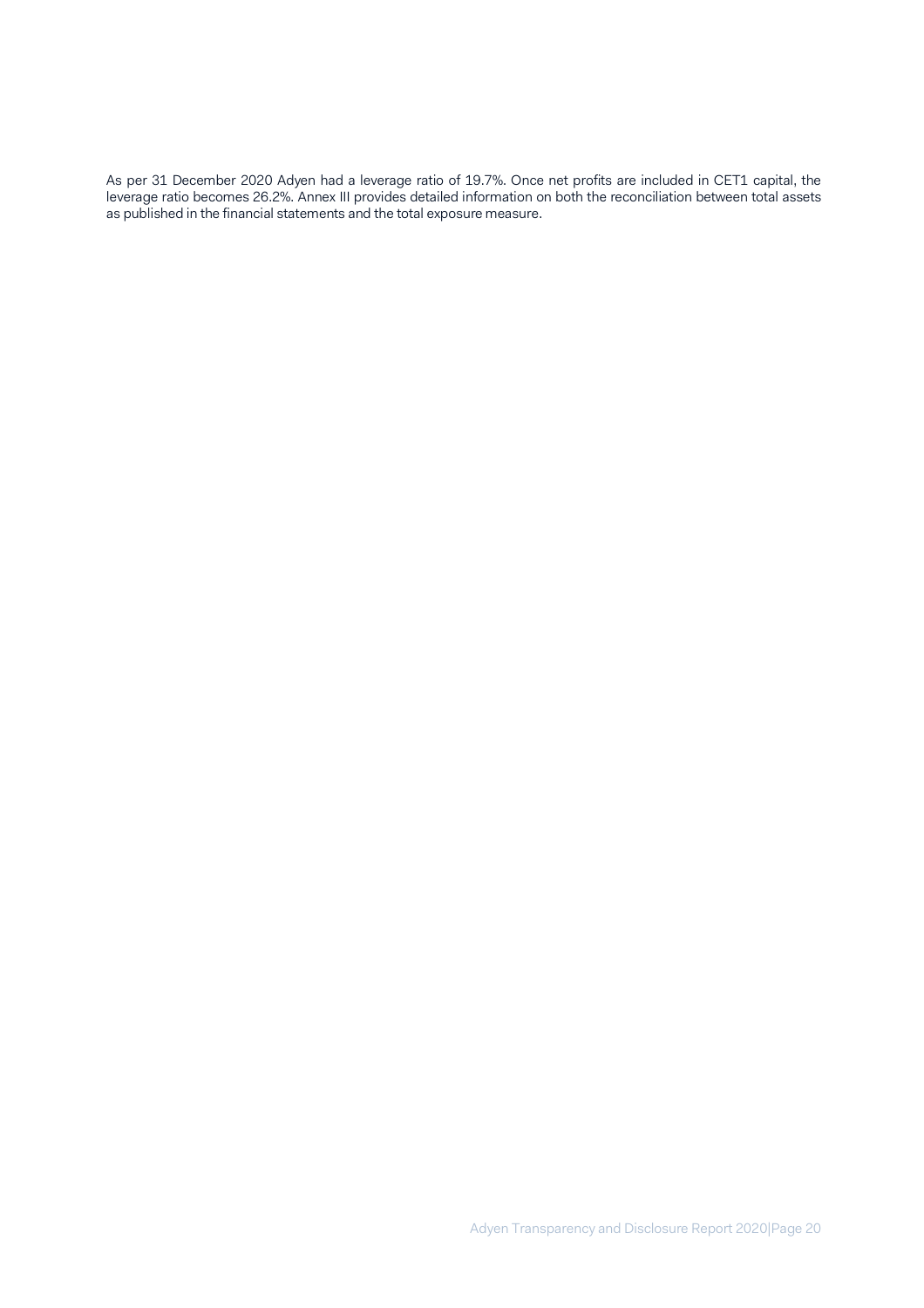As per 31 December 2020 Adyen had a leverage ratio of 19.7%. Once net profits are included in CET1 capital, the leverage ratio becomes 26.2%. Annex III provides detailed information on both the reconciliation between total assets as published in the financial statements and the total exposure measure.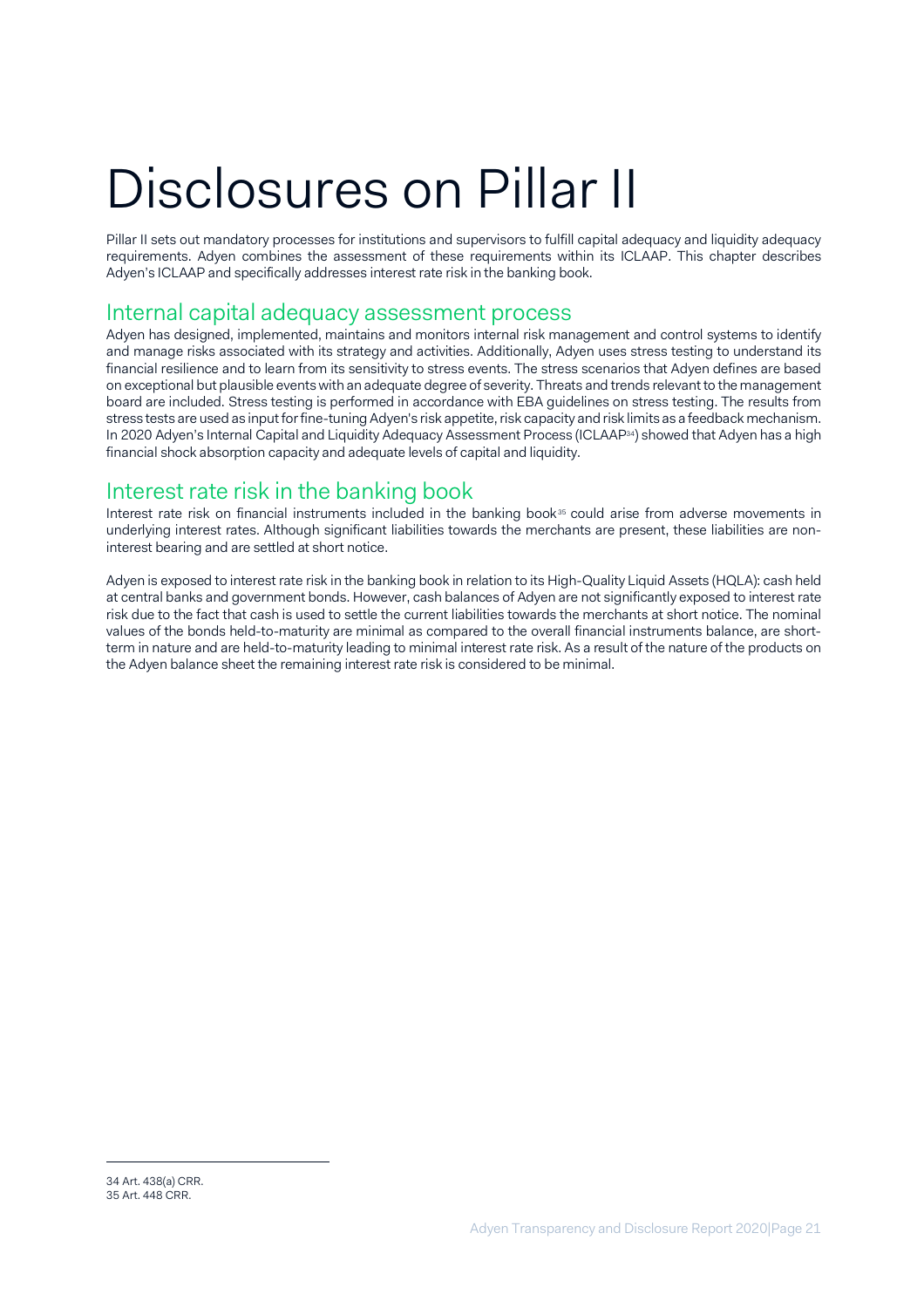# Disclosures on Pillar II

Pillar II sets out mandatory processes for institutions and supervisors to fulfill capital adequacy and liquidity adequacy requirements. Adyen combines the assessment of these requirements within its ICLAAP. This chapter describes Adyen's ICLAAP and specifically addresses interest rate risk in the banking book.

## Internal capital adequacy assessment process

Adyen has designed, implemented, maintains and monitors internal risk management and control systems to identify and manage risks associated with its strategy and activities. Additionally, Adyen uses stress testing to understand its financial resilience and to learn from its sensitivity to stress events. The stress scenarios that Adyen defines are based on exceptional but plausible events with an adequate degree of severity. Threats and trends relevant to the management board are included. Stress testing is performed in accordance with EBA guidelines on stress testing. The results from stress tests are used as input for fine-tuning Adyen's risk appetite, risk capacity and risk limits as a feedback mechanism. In 2020 Adyen's Internal Capital and Liquidity Adequacy Assessment Process (ICLAAP[34]) showed that Adyen has a high financial shock absorption capacity and adequate levels of capital and liquidity.

## Interest rate risk in the banking book

Interest rate risk on financial instruments included in the banking book[35] could arise from adverse movements in underlying interest rates. Although significant liabilities towards the merchants are present, these liabilities are non-interest bearing and are settled at short notice.

Adyen is exposed to interest rate risk in the banking book in relation to its High-Quality Liquid Assets (HQLA): cash held at central banks and government bonds. However, cash balances of Adyen are not significantly exposed to interest rate risk due to the fact that cash is used to settle the current liabilities towards the merchants at short notice. The nominal values of the bonds held-to-maturity are minimal as compared to the overall financial instruments balance, are short-term in nature and are held-to-maturity leading to minimal interest rate risk. As a result of the nature of the products on the Adyen balance sheet the remaining interest rate risk is considered to be minimal.

---

34 Art. 438(a) CRR.
35 Art. 448 CRR.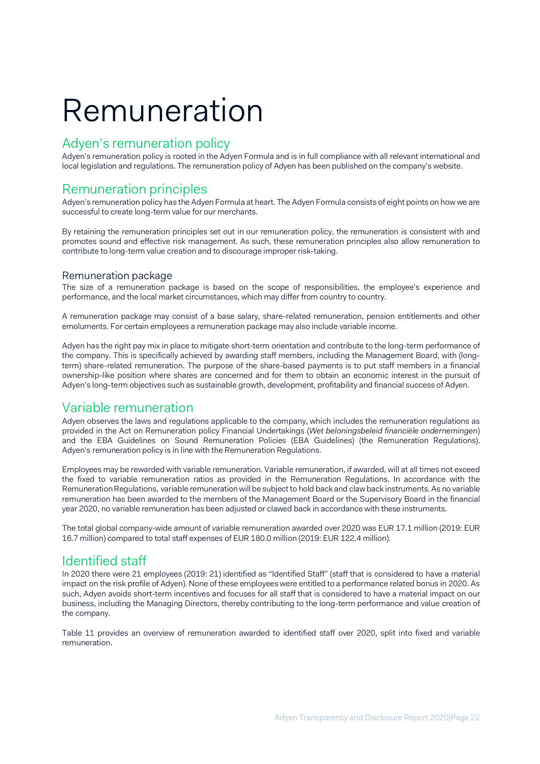# Remuneration

## Adyen's remuneration policy

Adyen's remuneration policy is rooted in the Adyen Formula and is in full compliance with all relevant international and local legislation and regulations. The remuneration policy of Adyen has been published on the company's website.

## Remuneration principles

Adyen's remuneration policy has the Adyen Formula at heart. The Adyen Formula consists of eight points on how we are successful to create long-term value for our merchants.

By retaining the remuneration principles set out in our remuneration policy, the remuneration is consistent with and promotes sound and effective risk management. As such, these remuneration principles also allow remuneration to contribute to long-term value creation and to discourage improper risk-taking.

### Remuneration package

The size of a remuneration package is based on the scope of responsibilities, the employee's experience and performance, and the local market circumstances, which may differ from country to country.

A remuneration package may consist of a base salary, share-related remuneration, pension entitlements and other emoluments. For certain employees a remuneration package may also include variable income.

Adyen has the right pay mix in place to mitigate short-term orientation and contribute to the long-term performance of the company. This is specifically achieved by awarding staff members, including the Management Board, with (long-term) share-related remuneration. The purpose of the share-based payments is to put staff members in a financial ownership-like position where shares are concerned and for them to obtain an economic interest in the pursuit of Adyen's long-term objectives such as sustainable growth, development, profitability and financial success of Adyen.

## Variable remuneration

Adyen observes the laws and regulations applicable to the company, which includes the remuneration regulations as provided in the Act on Remuneration policy Financial Undertakings (*Wet beloningsbeleid financiële ondernemingen*) and the EBA Guidelines on Sound Remuneration Policies (EBA Guidelines) (the Remuneration Regulations). Adyen's remuneration policy is in line with the Remuneration Regulations.

Employees may be rewarded with variable remuneration. Variable remuneration, if awarded, will at all times not exceed the fixed to variable remuneration ratios as provided in the Remuneration Regulations. In accordance with the Remuneration Regulations, variable remuneration will be subject to hold back and claw back instruments. As no variable remuneration has been awarded to the members of the Management Board or the Supervisory Board in the financial year 2020, no variable remuneration has been adjusted or clawed back in accordance with these instruments.

The total global company-wide amount of variable remuneration awarded over 2020 was EUR 17.1 million (2019: EUR 16.7 million) compared to total staff expenses of EUR 180.0 million (2019: EUR 122.4 million).

## Identified staff

In 2020 there were 21 employees (2019: 21) identified as "Identified Staff" (staff that is considered to have a material impact on the risk profile of Adyen). None of these employees were entitled to a performance related bonus in 2020. As such, Adyen avoids short-term incentives and focuses for all staff that is considered to have a material impact on our business, including the Managing Directors, thereby contributing to the long-term performance and value creation of the company.

Table 11 provides an overview of remuneration awarded to identified staff over 2020, split into fixed and variable remuneration.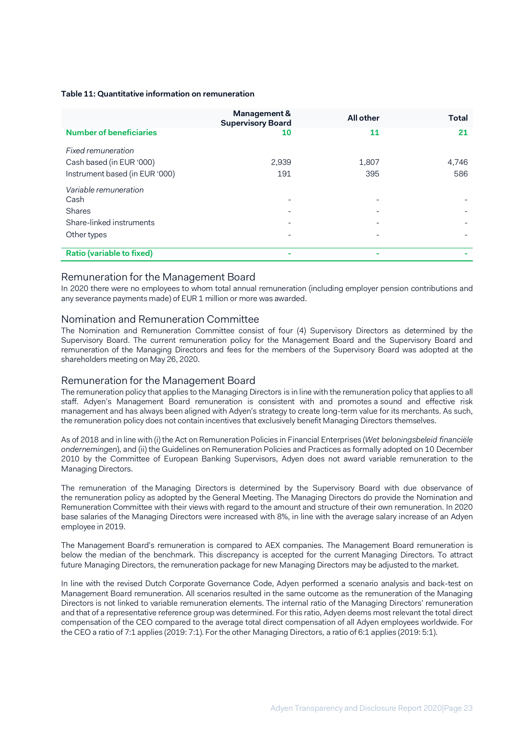**Table 11: Quantitative information on remuneration**

| | Management & Supervisory Board | All other | Total |
|---|---|---|---|
| **Number of beneficiaries** | **10** | **11** | **21** |
| *Fixed remuneration* | | | |
| Cash based (in EUR '000) | 2,939 | 1,807 | 4,746 |
| Instrument based (in EUR '000) | 191 | 395 | 586 |
| *Variable remuneration* | | | |
| Cash | - | - | - |
| Shares | - | - | - |
| Share-linked instruments | - | - | - |
| Other types | - | - | - |
| **Ratio (variable to fixed)** | **-** | **-** | **-** |

## Remuneration for the Management Board

In 2020 there were no employees to whom total annual remuneration (including employer pension contributions and any severance payments made) of EUR 1 million or more was awarded.

## Nomination and Remuneration Committee

The Nomination and Remuneration Committee consist of four (4) Supervisory Directors as determined by the Supervisory Board. The current remuneration policy for the Management Board and the Supervisory Board and remuneration of the Managing Directors and fees for the members of the Supervisory Board was adopted at the shareholders meeting on May 26, 2020.

## Remuneration for the Management Board

The remuneration policy that applies to the Managing Directors is in line with the remuneration policy that applies to all staff. Adyen's Management Board remuneration is consistent with and promotes a sound and effective risk management and has always been aligned with Adyen's strategy to create long-term value for its merchants. As such, the remuneration policy does not contain incentives that exclusively benefit Managing Directors themselves.

As of 2018 and in line with (i) the Act on Remuneration Policies in Financial Enterprises (*Wet beloningsbeleid financiële ondernemingen*), and (ii) the Guidelines on Remuneration Policies and Practices as formally adopted on 10 December 2010 by the Committee of European Banking Supervisors, Adyen does not award variable remuneration to the Managing Directors.

The remuneration of the Managing Directors is determined by the Supervisory Board with due observance of the remuneration policy as adopted by the General Meeting. The Managing Directors do provide the Nomination and Remuneration Committee with their views with regard to the amount and structure of their own remuneration. In 2020 base salaries of the Managing Directors were increased with 8%, in line with the average salary increase of an Adyen employee in 2019.

The Management Board's remuneration is compared to AEX companies. The Management Board remuneration is below the median of the benchmark. This discrepancy is accepted for the current Managing Directors. To attract future Managing Directors, the remuneration package for new Managing Directors may be adjusted to the market.

In line with the revised Dutch Corporate Governance Code, Adyen performed a scenario analysis and back-test on Management Board remuneration. All scenarios resulted in the same outcome as the remuneration of the Managing Directors is not linked to variable remuneration elements. The internal ratio of the Managing Directors' remuneration and that of a representative reference group was determined. For this ratio, Adyen deems most relevant the total direct compensation of the CEO compared to the average total direct compensation of all Adyen employees worldwide. For the CEO a ratio of 7:1 applies (2019: 7:1). For the other Managing Directors, a ratio of 6:1 applies (2019: 5:1).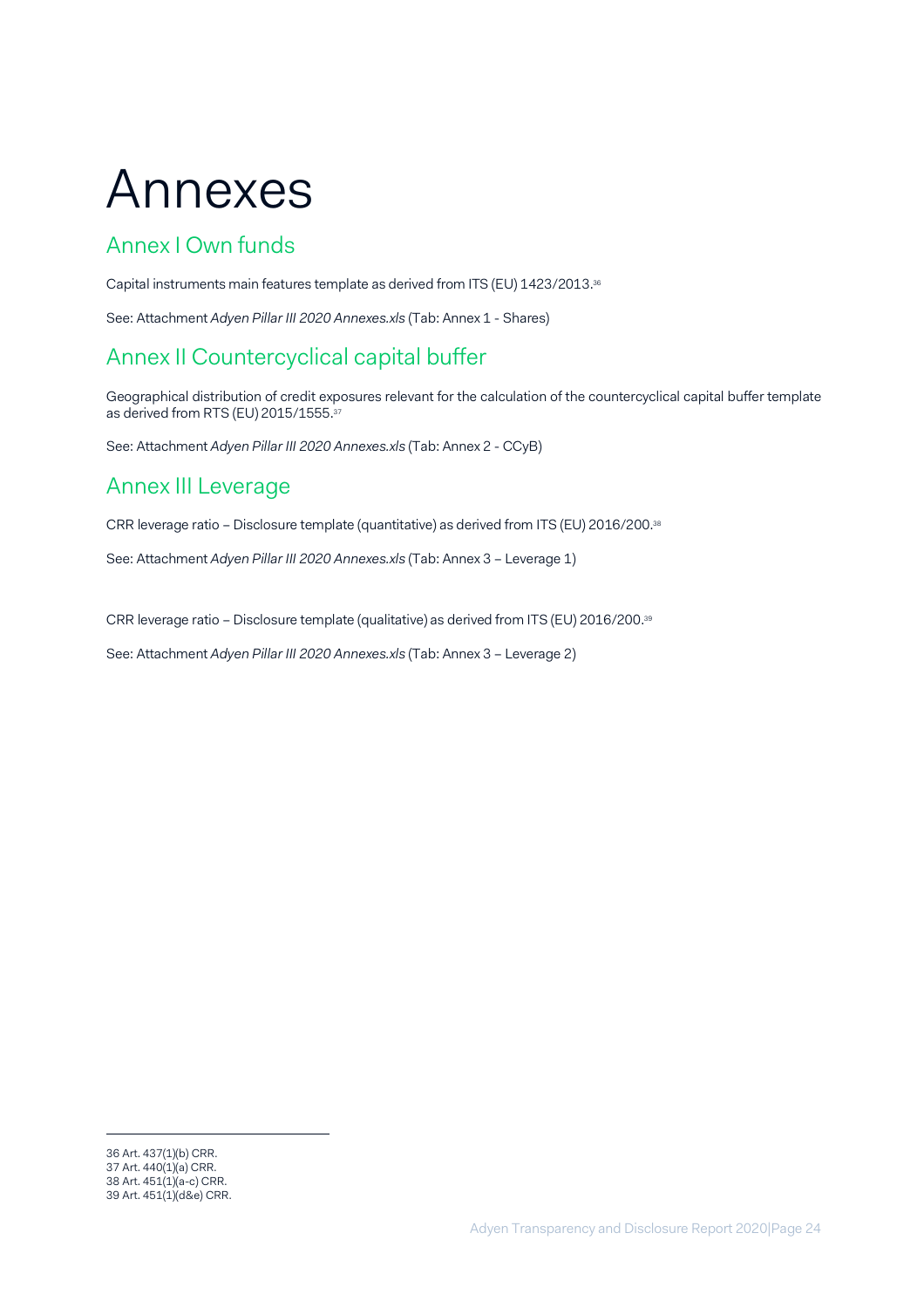# Annexes

## Annex I Own funds

Capital instruments main features template as derived from ITS (EU) 1423/2013.[36]

See: Attachment *Adyen Pillar III 2020 Annexes.xls* (Tab: Annex 1 - Shares)

## Annex II Countercyclical capital buffer

Geographical distribution of credit exposures relevant for the calculation of the countercyclical capital buffer template as derived from RTS (EU) 2015/1555.[37]

See: Attachment *Adyen Pillar III 2020 Annexes.xls* (Tab: Annex 2 - CCyB)

## Annex III Leverage

CRR leverage ratio – Disclosure template (quantitative) as derived from ITS (EU) 2016/200.[38]

See: Attachment *Adyen Pillar III 2020 Annexes.xls* (Tab: Annex 3 – Leverage 1)

CRR leverage ratio – Disclosure template (qualitative) as derived from ITS (EU) 2016/200.[39]

See: Attachment *Adyen Pillar III 2020 Annexes.xls* (Tab: Annex 3 – Leverage 2)

---

36 Art. 437(1)(b) CRR.
37 Art. 440(1)(a) CRR.
38 Art. 451(1)(a-c) CRR.
39 Art. 451(1)(d&e) CRR.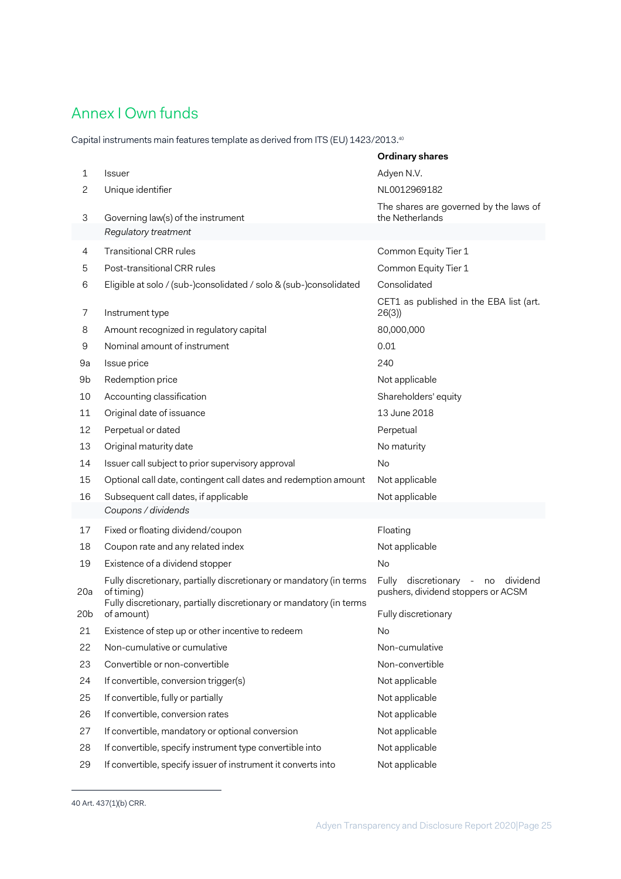# Annex I Own funds

Capital instruments main features template as derived from ITS (EU) 1423/2013.[40]

| | | Ordinary shares |
|---|---|---|
| 1 | Issuer | Adyen N.V. |
| 2 | Unique identifier | NL0012969182 |
| 3 | Governing law(s) of the instrument | The shares are governed by the laws of the Netherlands |
| | *Regulatory treatment* | |
| 4 | Transitional CRR rules | Common Equity Tier 1 |
| 5 | Post-transitional CRR rules | Common Equity Tier 1 |
| 6 | Eligible at solo / (sub-)consolidated / solo & (sub-)consolidated | Consolidated |
| 7 | Instrument type | CET1 as published in the EBA list (art. 26(3)) |
| 8 | Amount recognized in regulatory capital | 80,000,000 |
| 9 | Nominal amount of instrument | 0.01 |
| 9a | Issue price | 240 |
| 9b | Redemption price | Not applicable |
| 10 | Accounting classification | Shareholders' equity |
| 11 | Original date of issuance | 13 June 2018 |
| 12 | Perpetual or dated | Perpetual |
| 13 | Original maturity date | No maturity |
| 14 | Issuer call subject to prior supervisory approval | No |
| 15 | Optional call date, contingent call dates and redemption amount | Not applicable |
| 16 | Subsequent call dates, if applicable | Not applicable |
| | *Coupons / dividends* | |
| 17 | Fixed or floating dividend/coupon | Floating |
| 18 | Coupon rate and any related index | Not applicable |
| 19 | Existence of a dividend stopper | No |
| 20a | Fully discretionary, partially discretionary or mandatory (in terms of timing) | Fully discretionary - no dividend pushers, dividend stoppers or ACSM |
| 20b | Fully discretionary, partially discretionary or mandatory (in terms of amount) | Fully discretionary |
| 21 | Existence of step up or other incentive to redeem | No |
| 22 | Non-cumulative or cumulative | Non-cumulative |
| 23 | Convertible or non-convertible | Non-convertible |
| 24 | If convertible, conversion trigger(s) | Not applicable |
| 25 | If convertible, fully or partially | Not applicable |
| 26 | If convertible, conversion rates | Not applicable |
| 27 | If convertible, mandatory or optional conversion | Not applicable |
| 28 | If convertible, specify instrument type convertible into | Not applicable |
| 29 | If convertible, specify issuer of instrument it converts into | Not applicable |

40 Art. 437(1)(b) CRR.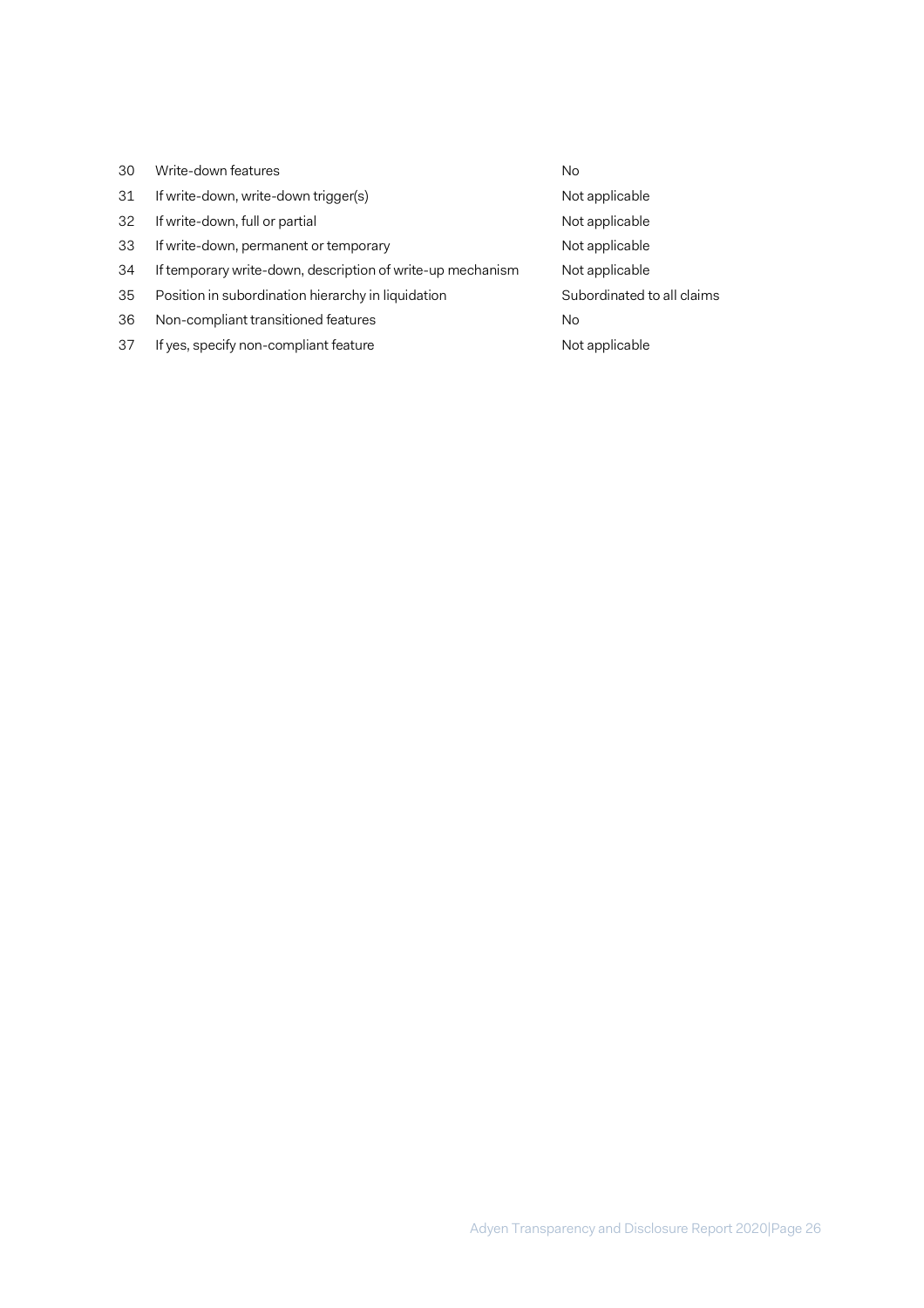| | | |
|---|---|---|
| 30 | Write-down features | No |
| 31 | If write-down, write-down trigger(s) | Not applicable |
| 32 | If write-down, full or partial | Not applicable |
| 33 | If write-down, permanent or temporary | Not applicable |
| 34 | If temporary write-down, description of write-up mechanism | Not applicable |
| 35 | Position in subordination hierarchy in liquidation | Subordinated to all claims |
| 36 | Non-compliant transitioned features | No |
| 37 | If yes, specify non-compliant feature | Not applicable |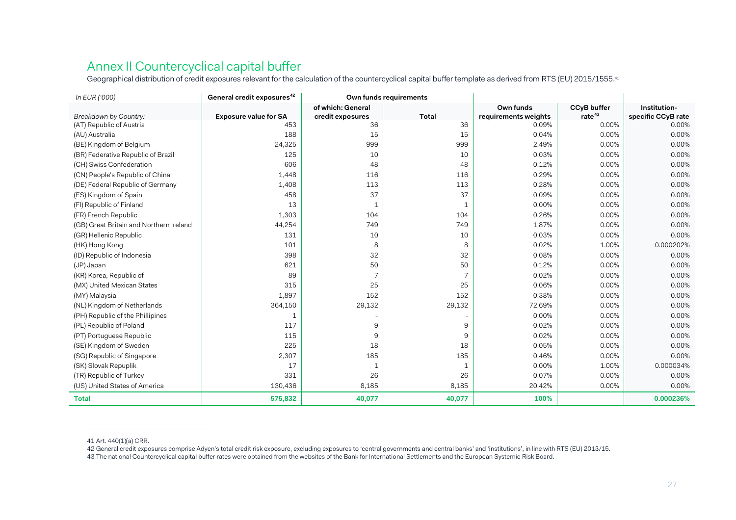# Annex II Countercyclical capital buffer

Geographical distribution of credit exposures relevant for the calculation of the countercyclical capital buffer template as derived from RTS (EU) 2015/1555.[41]

| *In EUR ('000)* | General credit exposures[42] | Own funds requirements | | | | |
|---|---|---|---|---|---|---|
| *Breakdown by Country:* | **Exposure value for SA** | **of which: General credit exposures** | **Total** | **Own funds requirements weights** | **CCyB buffer rate[43]** | **Institution-specific CCyB rate** |
| (AT) Republic of Austria | 453 | 36 | 36 | 0.09% | 0.00% | 0.00% |
| (AU) Australia | 188 | 15 | 15 | 0.04% | 0.00% | 0.00% |
| (BE) Kingdom of Belgium | 24,325 | 999 | 999 | 2.49% | 0.00% | 0.00% |
| (BR) Federative Republic of Brazil | 125 | 10 | 10 | 0.03% | 0.00% | 0.00% |
| (CH) Swiss Confederation | 606 | 48 | 48 | 0.12% | 0.00% | 0.00% |
| (CN) People's Republic of China | 1,448 | 116 | 116 | 0.29% | 0.00% | 0.00% |
| (DE) Federal Republic of Germany | 1,408 | 113 | 113 | 0.28% | 0.00% | 0.00% |
| (ES) Kingdom of Spain | 458 | 37 | 37 | 0.09% | 0.00% | 0.00% |
| (FI) Republic of Finland | 13 | 1 | 1 | 0.00% | 0.00% | 0.00% |
| (FR) French Republic | 1,303 | 104 | 104 | 0.26% | 0.00% | 0.00% |
| (GB) Great Britain and Northern Ireland | 44,254 | 749 | 749 | 1.87% | 0.00% | 0.00% |
| (GR) Hellenic Republic | 131 | 10 | 10 | 0.03% | 0.00% | 0.00% |
| (HK) Hong Kong | 101 | 8 | 8 | 0.02% | 1.00% | 0.000202% |
| (ID) Republic of Indonesia | 398 | 32 | 32 | 0.08% | 0.00% | 0.00% |
| (JP) Japan | 621 | 50 | 50 | 0.12% | 0.00% | 0.00% |
| (KR) Korea, Republic of | 89 | 7 | 7 | 0.02% | 0.00% | 0.00% |
| (MX) United Mexican States | 315 | 25 | 25 | 0.06% | 0.00% | 0.00% |
| (MY) Malaysia | 1,897 | 152 | 152 | 0.38% | 0.00% | 0.00% |
| (NL) Kingdom of Netherlands | 364,150 | 29,132 | 29,132 | 72.69% | 0.00% | 0.00% |
| (PH) Republic of the Phillipines | 1 | - | - | 0.00% | 0.00% | 0.00% |
| (PL) Republic of Poland | 117 | 9 | 9 | 0.02% | 0.00% | 0.00% |
| (PT) Portuguese Republic | 115 | 9 | 9 | 0.02% | 0.00% | 0.00% |
| (SE) Kingdom of Sweden | 225 | 18 | 18 | 0.05% | 0.00% | 0.00% |
| (SG) Republic of Singapore | 2,307 | 185 | 185 | 0.46% | 0.00% | 0.00% |
| (SK) Slovak Repuplik | 17 | 1 | 1 | 0.00% | 1.00% | 0.000034% |
| (TR) Republic of Turkey | 331 | 26 | 26 | 0.07% | 0.00% | 0.00% |
| (US) United States of America | 130,436 | 8,185 | 8,185 | 20.42% | 0.00% | 0.00% |
| **Total** | **575,832** | **40,077** | **40,077** | **100%** | | **0.000236%** |

41 Art. 440(1)(a) CRR.

42 General credit exposures comprise Adyen's total credit risk exposure, excluding exposures to 'central governments and central banks' and 'institutions', in line with RTS (EU) 2013/15.

43 The national Countercyclical capital buffer rates were obtained from the websites of the Bank for International Settlements and the European Systemic Risk Board.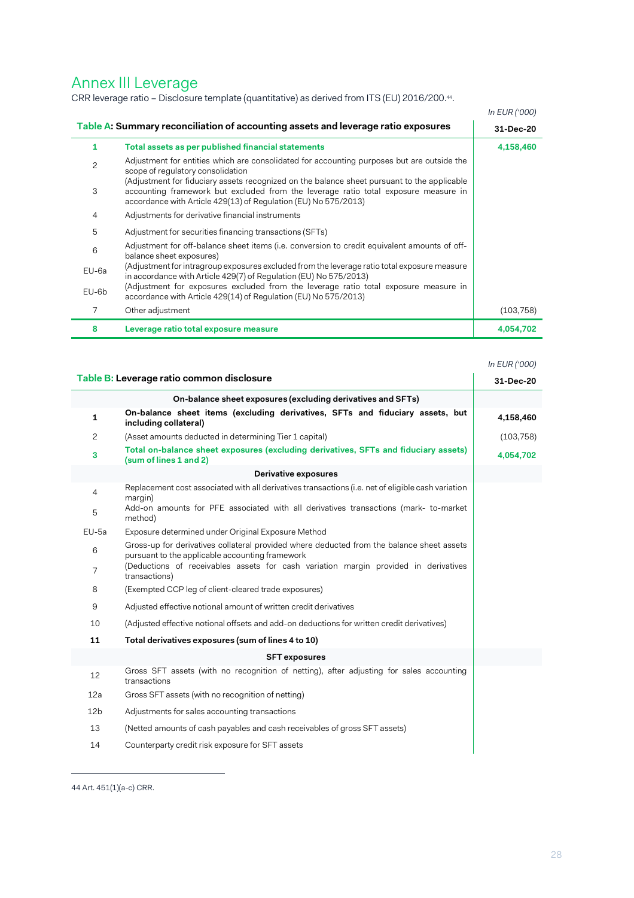# Annex III Leverage

CRR leverage ratio – Disclosure template (quantitative) as derived from ITS (EU) 2016/200.[44].

*In EUR ('000)*

| **Table A: Summary reconciliation of accounting assets and leverage ratio exposures** | | **31-Dec-20** |
|---|---|---|
| **1** | **Total assets as per published financial statements** | **4,158,460** |
| 2 | Adjustment for entities which are consolidated for accounting purposes but are outside the scope of regulatory consolidation | |
| 3 | (Adjustment for fiduciary assets recognized on the balance sheet pursuant to the applicable accounting framework but excluded from the leverage ratio total exposure measure in accordance with Article 429(13) of Regulation (EU) No 575/2013) | |
| 4 | Adjustments for derivative financial instruments | |
| 5 | Adjustment for securities financing transactions (SFTs) | |
| 6 | Adjustment for off-balance sheet items (i.e. conversion to credit equivalent amounts of off-balance sheet exposures) | |
| EU-6a | (Adjustment for intragroup exposures excluded from the leverage ratio total exposure measure in accordance with Article 429(7) of Regulation (EU) No 575/2013) | |
| EU-6b | (Adjustment for exposures excluded from the leverage ratio total exposure measure in accordance with Article 429(14) of Regulation (EU) No 575/2013) | |
| 7 | Other adjustment | (103,758) |
| **8** | **Leverage ratio total exposure measure** | **4,054,702** |

*In EUR ('000)*

| **Table B: Leverage ratio common disclosure** | | **31-Dec-20** |
|---|---|---|
| | **On-balance sheet exposures (excluding derivatives and SFTs)** | |
| **1** | **On-balance sheet items (excluding derivatives, SFTs and fiduciary assets, but including collateral)** | **4,158,460** |
| 2 | (Asset amounts deducted in determining Tier 1 capital) | (103,758) |
| **3** | **Total on-balance sheet exposures (excluding derivatives, SFTs and fiduciary assets) (sum of lines 1 and 2)** | **4,054,702** |
| | **Derivative exposures** | |
| 4 | Replacement cost associated with all derivatives transactions (i.e. net of eligible cash variation margin) | |
| 5 | Add-on amounts for PFE associated with all derivatives transactions (mark- to-market method) | |
| EU-5a | Exposure determined under Original Exposure Method | |
| 6 | Gross-up for derivatives collateral provided where deducted from the balance sheet assets pursuant to the applicable accounting framework | |
| 7 | (Deductions of receivables assets for cash variation margin provided in derivatives transactions) | |
| 8 | (Exempted CCP leg of client-cleared trade exposures) | |
| 9 | Adjusted effective notional amount of written credit derivatives | |
| 10 | (Adjusted effective notional offsets and add-on deductions for written credit derivatives) | |
| **11** | **Total derivatives exposures (sum of lines 4 to 10)** | |
| | **SFT exposures** | |
| 12 | Gross SFT assets (with no recognition of netting), after adjusting for sales accounting transactions | |
| 12a | Gross SFT assets (with no recognition of netting) | |
| 12b | Adjustments for sales accounting transactions | |
| 13 | (Netted amounts of cash payables and cash receivables of gross SFT assets) | |
| 14 | Counterparty credit risk exposure for SFT assets | |

44 Art. 451(1)(a-c) CRR.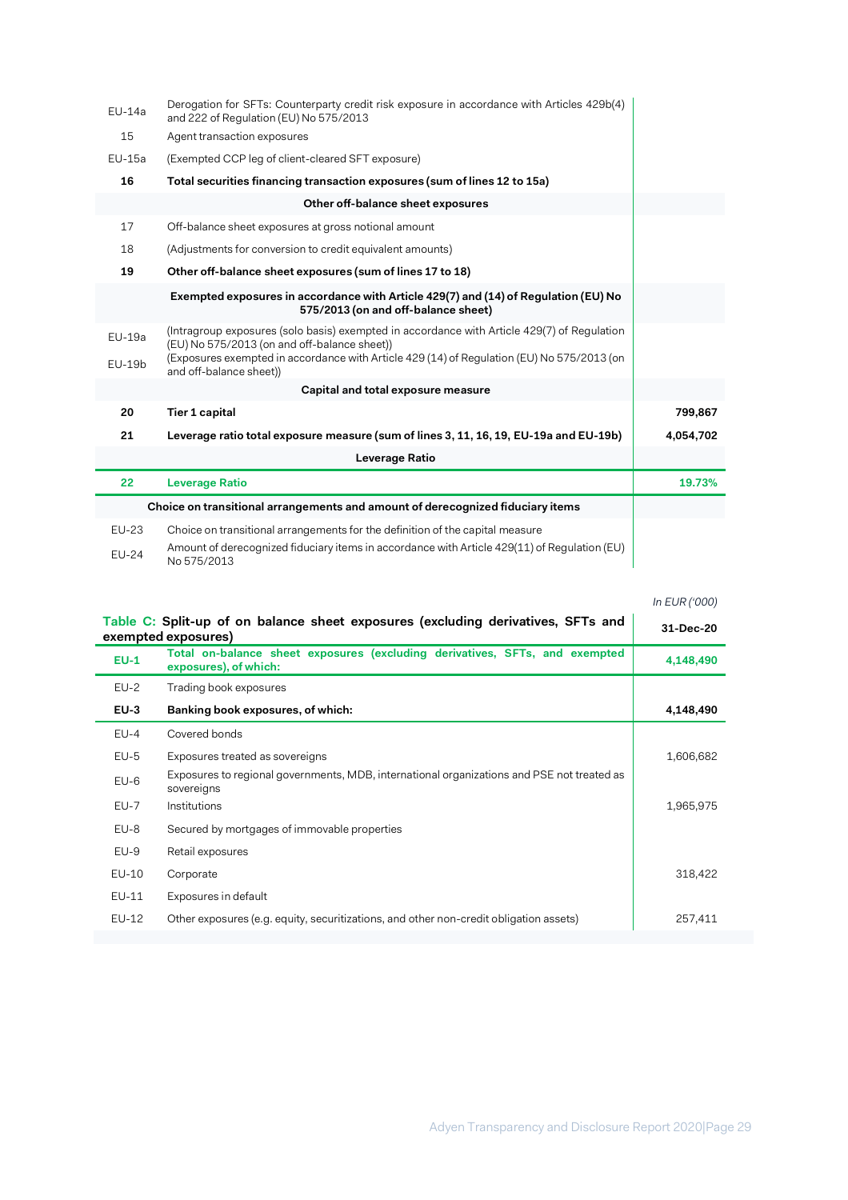| | | |
|---|---|---|
| EU-14a | Derogation for SFTs: Counterparty credit risk exposure in accordance with Articles 429b(4) and 222 of Regulation (EU) No 575/2013 | |
| 15 | Agent transaction exposures | |
| EU-15a | (Exempted CCP leg of client-cleared SFT exposure) | |
| **16** | **Total securities financing transaction exposures (sum of lines 12 to 15a)** | |
| | **Other off-balance sheet exposures** | |
| 17 | Off-balance sheet exposures at gross notional amount | |
| 18 | (Adjustments for conversion to credit equivalent amounts) | |
| **19** | **Other off-balance sheet exposures (sum of lines 17 to 18)** | |
| | **Exempted exposures in accordance with Article 429(7) and (14) of Regulation (EU) No 575/2013 (on and off-balance sheet)** | |
| EU-19a | (Intragroup exposures (solo basis) exempted in accordance with Article 429(7) of Regulation (EU) No 575/2013 (on and off-balance sheet)) | |
| EU-19b | (Exposures exempted in accordance with Article 429 (14) of Regulation (EU) No 575/2013 (on and off-balance sheet)) | |
| | **Capital and total exposure measure** | |
| **20** | **Tier 1 capital** | **799,867** |
| **21** | **Leverage ratio total exposure measure (sum of lines 3, 11, 16, 19, EU-19a and EU-19b)** | **4,054,702** |
| | **Leverage Ratio** | |
| **22** | **Leverage Ratio** | **19.73%** |
| | **Choice on transitional arrangements and amount of derecognized fiduciary items** | |
| EU-23 | Choice on transitional arrangements for the definition of the capital measure | |
| EU-24 | Amount of derecognized fiduciary items in accordance with Article 429(11) of Regulation (EU) No 575/2013 | |

*In EUR ('000)*

| **Table C: Split-up of on balance sheet exposures (excluding derivatives, SFTs and exempted exposures)** | | **31-Dec-20** |
|---|---|---|
| **EU-1** | **Total on-balance sheet exposures (excluding derivatives, SFTs, and exempted exposures), of which:** | **4,148,490** |
| EU-2 | Trading book exposures | |
| **EU-3** | **Banking book exposures, of which:** | **4,148,490** |
| EU-4 | Covered bonds | |
| EU-5 | Exposures treated as sovereigns | 1,606,682 |
| EU-6 | Exposures to regional governments, MDB, international organizations and PSE not treated as sovereigns | |
| EU-7 | Institutions | 1,965,975 |
| EU-8 | Secured by mortgages of immovable properties | |
| EU-9 | Retail exposures | |
| EU-10 | Corporate | 318,422 |
| EU-11 | Exposures in default | |
| EU-12 | Other exposures (e.g. equity, securitizations, and other non-credit obligation assets) | 257,411 |